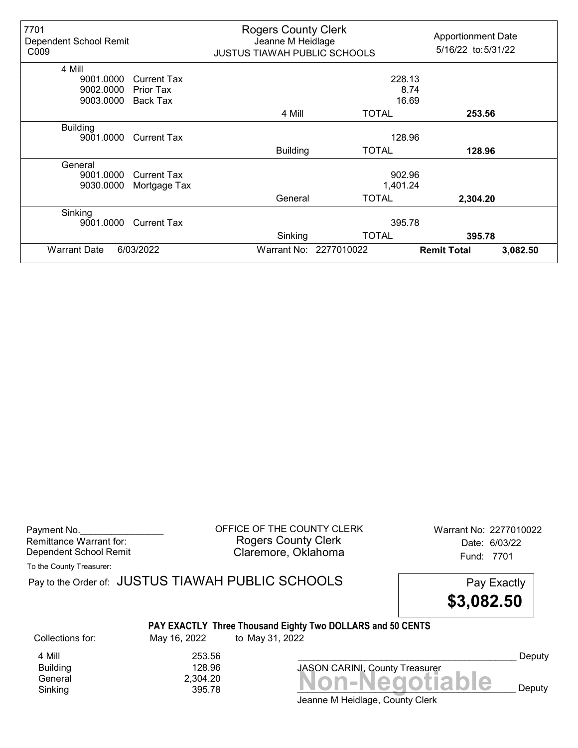| 7701 Dependent School Remit C009 | Rogers County Clerk Jeanne M Heidlage JUSTUS TIAWAH PUBLIC SCHOOLS | | Apportionment Date 5/16/22 to: 5/31/22 |
|---|---|---|---|

| Fund | Code | Description | | Amount | Total |
|---|---|---|---|---|---|
| 4 Mill | | | | | |
| | 9001.0000 | Current Tax | | 228.13 | |
| | 9002.0000 | Prior Tax | | 8.74 | |
| | 9003.0000 | Back Tax | | 16.69 | |
| | | | 4 Mill | TOTAL | **253.56** |
| Building | | | | | |
| | 9001.0000 | Current Tax | | 128.96 | |
| | | | Building | TOTAL | **128.96** |
| General | | | | | |
| | 9001.0000 | Current Tax | | 902.96 | |
| | 9030.0000 | Mortgage Tax | | 1,401.24 | |
| | | | General | TOTAL | **2,304.20** |
| Sinking | | | | | |
| | 9001.0000 | Current Tax | | 395.78 | |
| | | | Sinking | TOTAL | **395.78** |

Warrant Date 6/03/2022 Warrant No: 2277010022 **Remit Total** **3,082.50**

Payment No.________________
Remittance Warrant for:
Dependent School Remit

OFFICE OF THE COUNTY CLERK
Rogers County Clerk
Claremore, Oklahoma

Warrant No: 2277010022
Date: 6/03/22
Fund: 7701

To the County Treasurer:

Pay to the Order of: JUSTUS TIAWAH PUBLIC SCHOOLS

Pay Exactly
**$3,082.50**

**PAY EXACTLY Three Thousand Eighty Two DOLLARS and 50 CENTS**

Collections for: May 16, 2022 to May 31, 2022

| | |
|---|---|
| 4 Mill | 253.56 |
| Building | 128.96 |
| General | 2,304.20 |
| Sinking | 395.78 |

_____________________________________________ Deputy
JASON CARINI, County Treasurer

**Non-Negotiable**

_____________________________________________ Deputy
Jeanne M Heidlage, County Clerk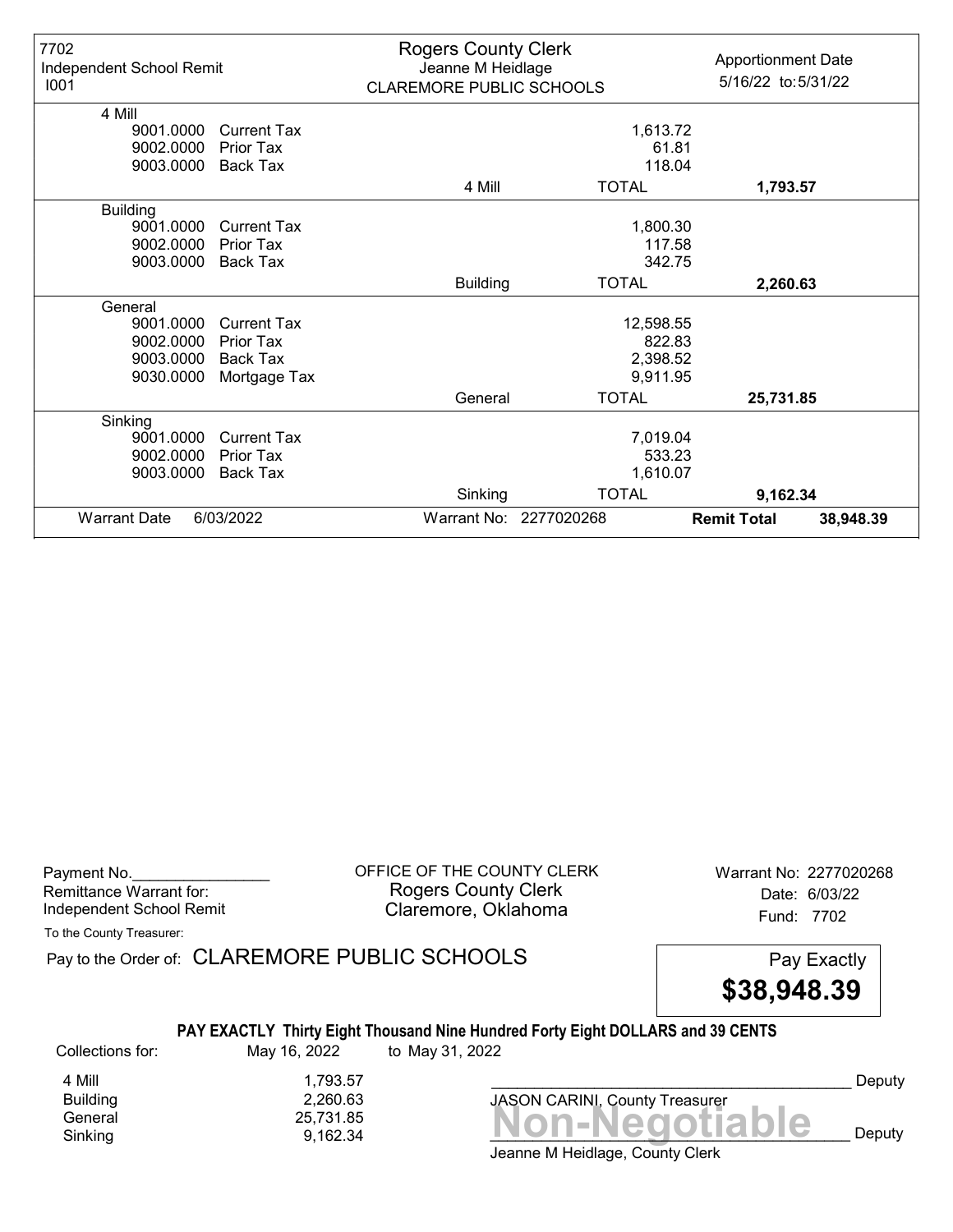| 7702<br>Independent School Remit<br>I001 | Rogers County Clerk<br>Jeanne M Heidlage<br>CLAREMORE PUBLIC SCHOOLS | | Apportionment Date<br>5/16/22 to: 5/31/22 |
|---|---|---|---|
| **4 Mill** | | | |
| 9001.0000 Current Tax | | 1,613.72 | |
| 9002.0000 Prior Tax | | 61.81 | |
| 9003.0000 Back Tax | | 118.04 | |
| | 4 Mill | TOTAL | **1,793.57** |
| **Building** | | | |
| 9001.0000 Current Tax | | 1,800.30 | |
| 9002.0000 Prior Tax | | 117.58 | |
| 9003.0000 Back Tax | | 342.75 | |
| | Building | TOTAL | **2,260.63** |
| **General** | | | |
| 9001.0000 Current Tax | | 12,598.55 | |
| 9002.0000 Prior Tax | | 822.83 | |
| 9003.0000 Back Tax | | 2,398.52 | |
| 9030.0000 Mortgage Tax | | 9,911.95 | |
| | General | TOTAL | **25,731.85** |
| **Sinking** | | | |
| 9001.0000 Current Tax | | 7,019.04 | |
| 9002.0000 Prior Tax | | 533.23 | |
| 9003.0000 Back Tax | | 1,610.07 | |
| | Sinking | TOTAL | **9,162.34** |
| Warrant Date 6/03/2022 | Warrant No: 2277020268 | **Remit Total** | **38,948.39** |

Payment No.________________
Remittance Warrant for:
Independent School Remit

OFFICE OF THE COUNTY CLERK
Rogers County Clerk
Claremore, Oklahoma

Warrant No: 2277020268
Date: 6/03/22
Fund: 7702

To the County Treasurer:

Pay to the Order of: CLAREMORE PUBLIC SCHOOLS

Pay Exactly
**$38,948.39**

**PAY EXACTLY Thirty Eight Thousand Nine Hundred Forty Eight DOLLARS and 39 CENTS**

Collections for: May 16, 2022 to May 31, 2022

| | |
|---|---|
| 4 Mill | 1,793.57 |
| Building | 2,260.63 |
| General | 25,731.85 |
| Sinking | 9,162.34 |

__________________________________________ Deputy
JASON CARINI, County Treasurer

**Non-Negotiable**

__________________________________________ Deputy
Jeanne M Heidlage, County Clerk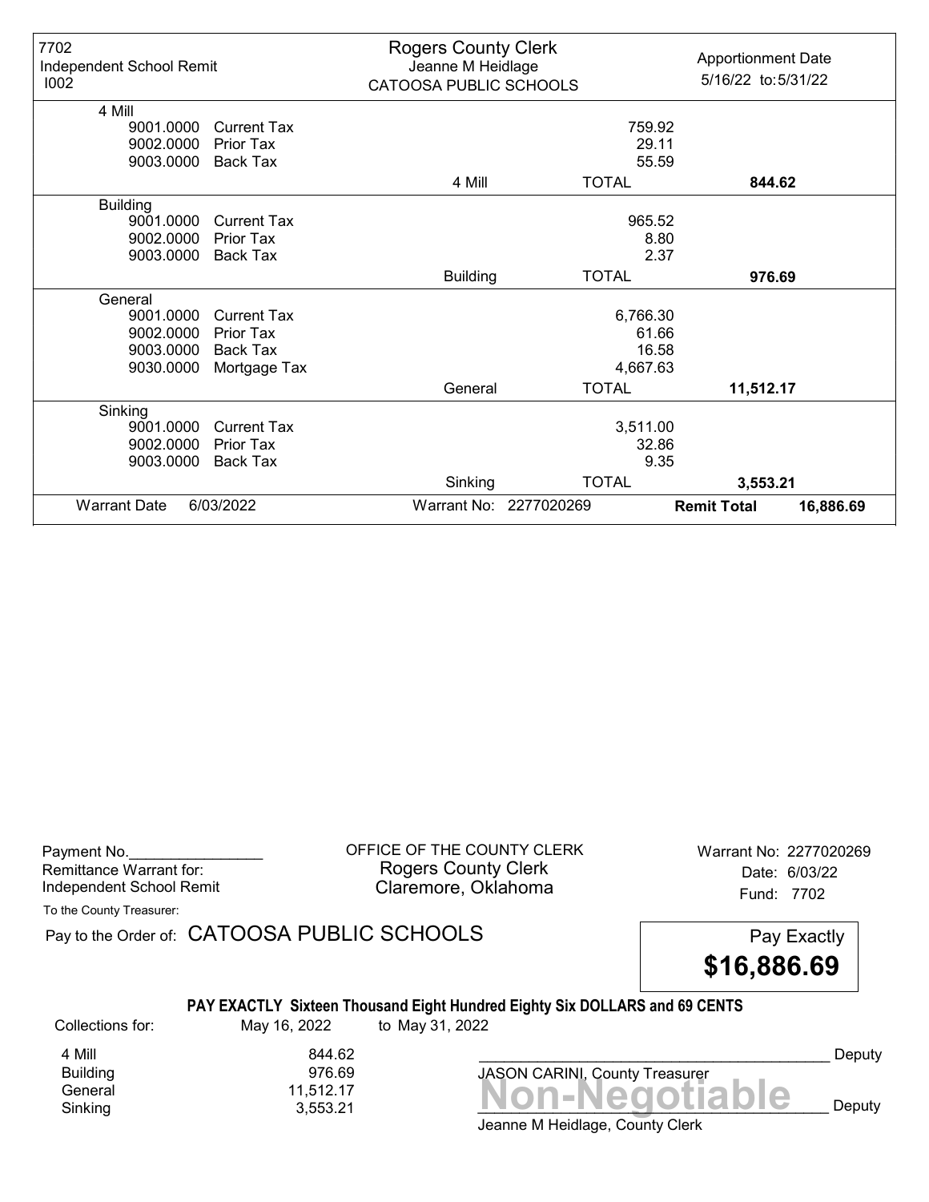| 7702<br>Independent School Remit<br>I002 | Rogers County Clerk<br>Jeanne M Heidlage<br>CATOOSA PUBLIC SCHOOLS | | Apportionment Date<br>5/16/22 to: 5/31/22 |
|---|---|---|---|
| **4 Mill** | | | |
| 9001.0000 Current Tax | | 759.92 | |
| 9002.0000 Prior Tax | | 29.11 | |
| 9003.0000 Back Tax | | 55.59 | |
| | 4 Mill | TOTAL | **844.62** |
| **Building** | | | |
| 9001.0000 Current Tax | | 965.52 | |
| 9002.0000 Prior Tax | | 8.80 | |
| 9003.0000 Back Tax | | 2.37 | |
| | Building | TOTAL | **976.69** |
| **General** | | | |
| 9001.0000 Current Tax | | 6,766.30 | |
| 9002.0000 Prior Tax | | 61.66 | |
| 9003.0000 Back Tax | | 16.58 | |
| 9030.0000 Mortgage Tax | | 4,667.63 | |
| | General | TOTAL | **11,512.17** |
| **Sinking** | | | |
| 9001.0000 Current Tax | | 3,511.00 | |
| 9002.0000 Prior Tax | | 32.86 | |
| 9003.0000 Back Tax | | 9.35 | |
| | Sinking | TOTAL | **3,553.21** |
| Warrant Date 6/03/2022 | Warrant No: 2277020269 | **Remit Total** | **16,886.69** |

Payment No.________________
Remittance Warrant for:
Independent School Remit

OFFICE OF THE COUNTY CLERK
Rogers County Clerk
Claremore, Oklahoma

Warrant No: 2277020269
Date: 6/03/22
Fund: 7702

To the County Treasurer:

Pay to the Order of: CATOOSA PUBLIC SCHOOLS

Pay Exactly
**$16,886.69**

**PAY EXACTLY Sixteen Thousand Eight Hundred Eighty Six DOLLARS and 69 CENTS**

Collections for: May 16, 2022 to May 31, 2022

| | |
|---|---|
| 4 Mill | 844.62 |
| Building | 976.69 |
| General | 11,512.17 |
| Sinking | 3,553.21 |

_______________________________________ Deputy
JASON CARINI, County Treasurer

**Non-Negotiable**

_______________________________________ Deputy
Jeanne M Heidlage, County Clerk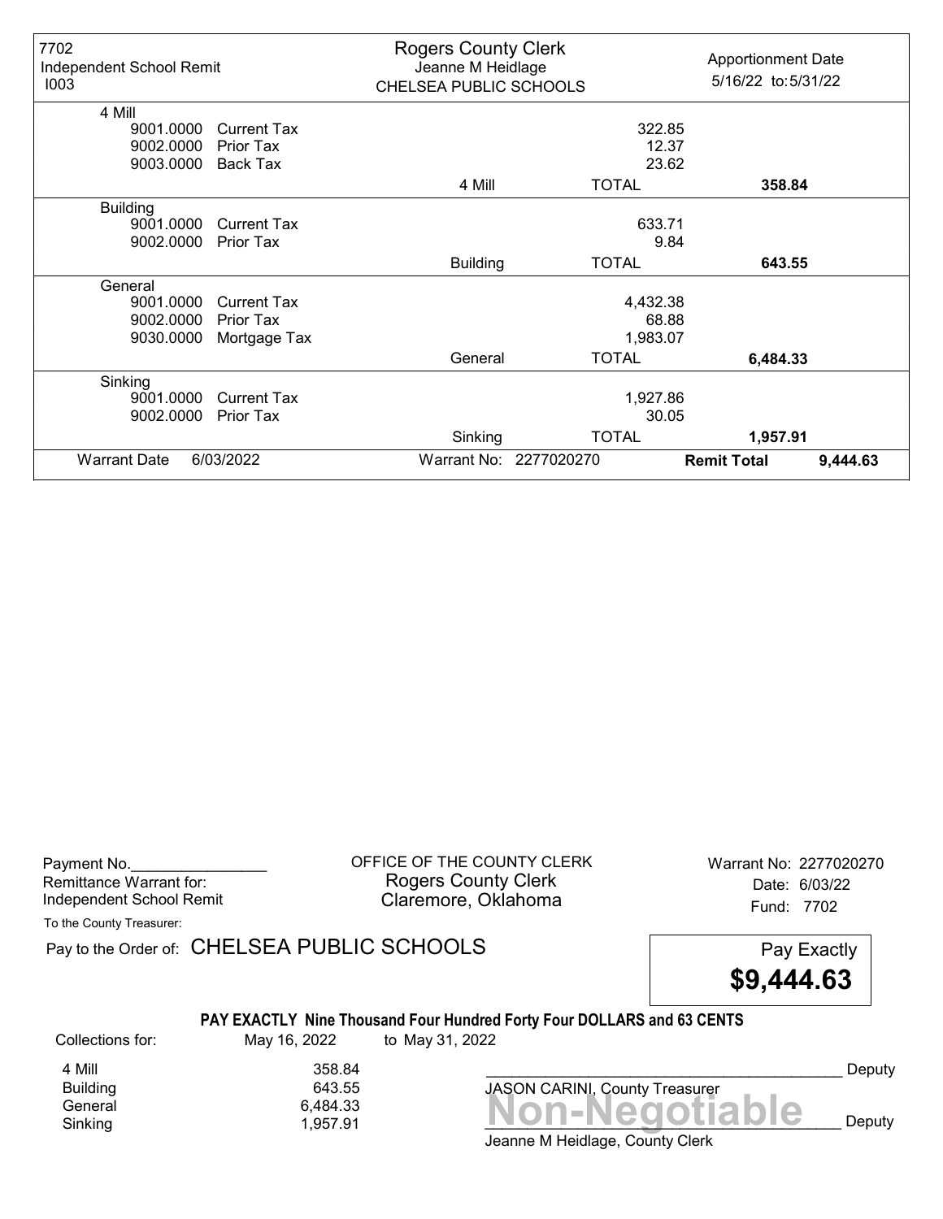| 7702 Independent School Remit I003 | Rogers County Clerk Jeanne M Heidlage CHELSEA PUBLIC SCHOOLS | | Apportionment Date 5/16/22 to: 5/31/22 |
|---|---|---|---|
| **4 Mill** | | | |
| 9001.0000 Current Tax | | 322.85 | |
| 9002.0000 Prior Tax | | 12.37 | |
| 9003.0000 Back Tax | | 23.62 | |
| | 4 Mill | TOTAL | **358.84** |
| **Building** | | | |
| 9001.0000 Current Tax | | 633.71 | |
| 9002.0000 Prior Tax | | 9.84 | |
| | Building | TOTAL | **643.55** |
| **General** | | | |
| 9001.0000 Current Tax | | 4,432.38 | |
| 9002.0000 Prior Tax | | 68.88 | |
| 9030.0000 Mortgage Tax | | 1,983.07 | |
| | General | TOTAL | **6,484.33** |
| **Sinking** | | | |
| 9001.0000 Current Tax | | 1,927.86 | |
| 9002.0000 Prior Tax | | 30.05 | |
| | Sinking | TOTAL | **1,957.91** |
| Warrant Date 6/03/2022 | Warrant No: 2277020270 | **Remit Total** | **9,444.63** |

Payment No.________________
Remittance Warrant for:
Independent School Remit

OFFICE OF THE COUNTY CLERK
Rogers County Clerk
Claremore, Oklahoma

Warrant No: 2277020270
Date: 6/03/22
Fund: 7702

To the County Treasurer:

Pay to the Order of: CHELSEA PUBLIC SCHOOLS

Pay Exactly
**$9,444.63**

**PAY EXACTLY Nine Thousand Four Hundred Forty Four DOLLARS and 63 CENTS**

Collections for: May 16, 2022 to May 31, 2022

| | |
|---|---|
| 4 Mill | 358.84 |
| Building | 643.55 |
| General | 6,484.33 |
| Sinking | 1,957.91 |

___________________________________________ Deputy
JASON CARINI, County Treasurer

**Non-Negotiable**

___________________________________________ Deputy
Jeanne M Heidlage, County Clerk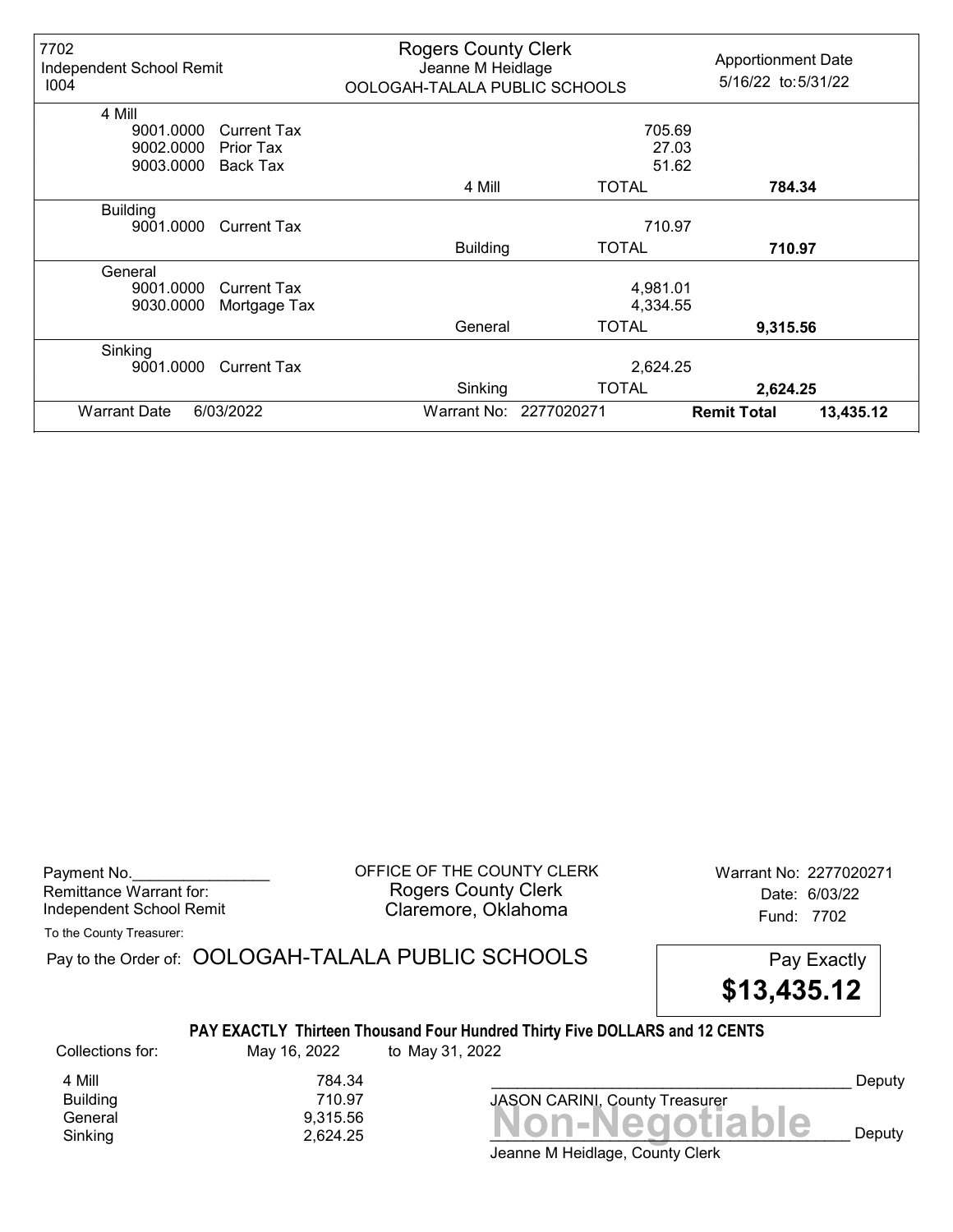7702
Independent School Remit
I004

Rogers County Clerk
Jeanne M Heidlage
OOLOGAH-TALALA PUBLIC SCHOOLS

Apportionment Date
5/16/22 to: 5/31/22

| | | | | |
|---|---|---|---|---|
| **4 Mill** | | | | |
| 9001.0000 | Current Tax | | 705.69 | |
| 9002.0000 | Prior Tax | | 27.03 | |
| 9003.0000 | Back Tax | | 51.62 | |
| | | 4 Mill | TOTAL | **784.34** |
| **Building** | | | | |
| 9001.0000 | Current Tax | | 710.97 | |
| | | Building | TOTAL | **710.97** |
| **General** | | | | |
| 9001.0000 | Current Tax | | 4,981.01 | |
| 9030.0000 | Mortgage Tax | | 4,334.55 | |
| | | General | TOTAL | **9,315.56** |
| **Sinking** | | | | |
| 9001.0000 | Current Tax | | 2,624.25 | |
| | | Sinking | TOTAL | **2,624.25** |

Warrant Date 6/03/2022 — Warrant No: 2277020271 — **Remit Total 13,435.12**

Payment No.________________
Remittance Warrant for:
Independent School Remit

OFFICE OF THE COUNTY CLERK
Rogers County Clerk
Claremore, Oklahoma

Warrant No: 2277020271
Date: 6/03/22
Fund: 7702

To the County Treasurer:

Pay to the Order of: OOLOGAH-TALALA PUBLIC SCHOOLS

Pay Exactly **$13,435.12**

**PAY EXACTLY Thirteen Thousand Four Hundred Thirty Five DOLLARS and 12 CENTS**

Collections for: May 16, 2022 to May 31, 2022

| | |
|---|---|
| 4 Mill | 784.34 |
| Building | 710.97 |
| General | 9,315.56 |
| Sinking | 2,624.25 |

______________________________ Deputy
JASON CARINI, County Treasurer

**Non-Negotiable**

______________________________ Deputy
Jeanne M Heidlage, County Clerk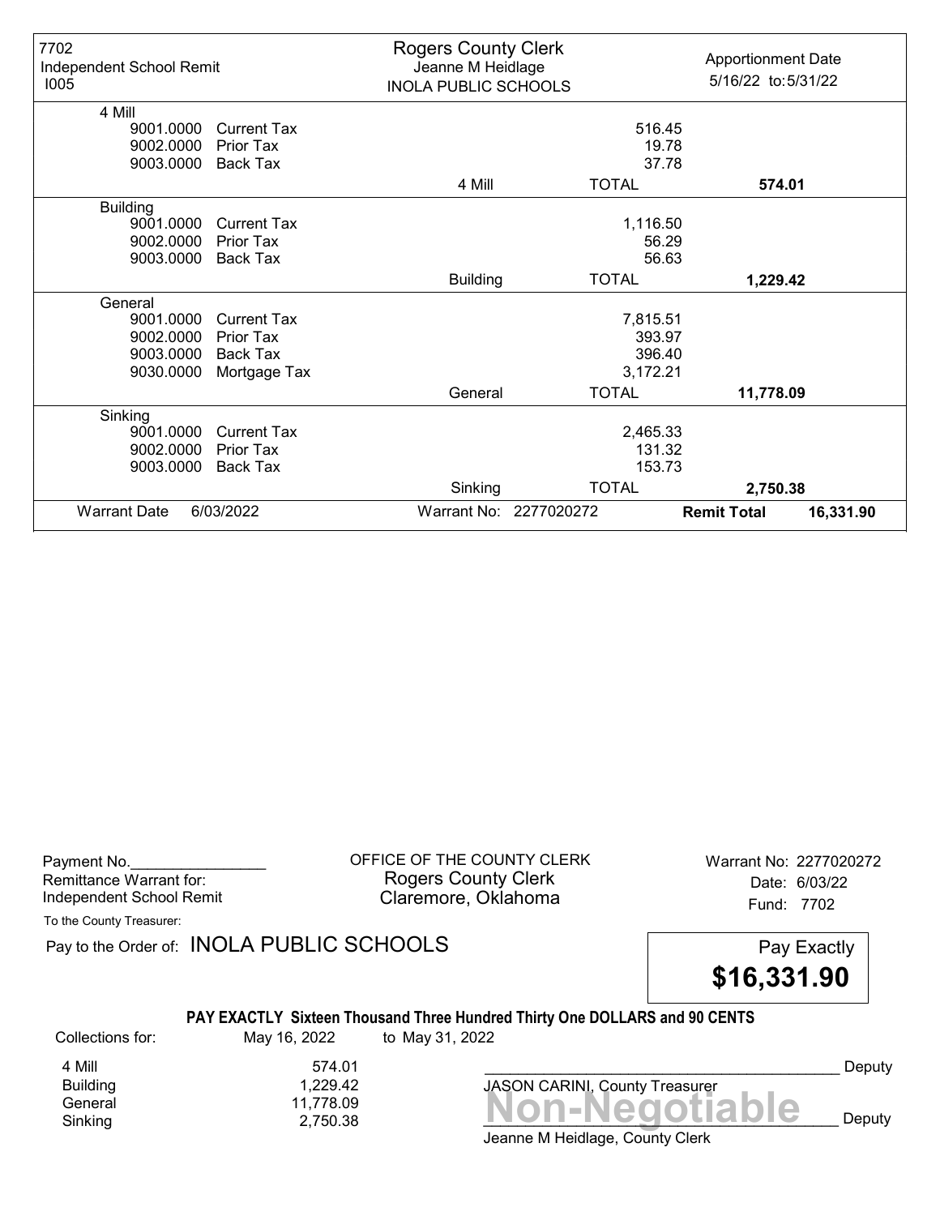| 7702 Independent School Remit I005 | Rogers County Clerk Jeanne M Heidlage INOLA PUBLIC SCHOOLS | | Apportionment Date 5/16/22 to: 5/31/22 |
|---|---|---|---|
| **4 Mill** | | | |
| 9001.0000 Current Tax | | 516.45 | |
| 9002.0000 Prior Tax | | 19.78 | |
| 9003.0000 Back Tax | | 37.78 | |
| | 4 Mill | TOTAL | **574.01** |
| **Building** | | | |
| 9001.0000 Current Tax | | 1,116.50 | |
| 9002.0000 Prior Tax | | 56.29 | |
| 9003.0000 Back Tax | | 56.63 | |
| | Building | TOTAL | **1,229.42** |
| **General** | | | |
| 9001.0000 Current Tax | | 7,815.51 | |
| 9002.0000 Prior Tax | | 393.97 | |
| 9003.0000 Back Tax | | 396.40 | |
| 9030.0000 Mortgage Tax | | 3,172.21 | |
| | General | TOTAL | **11,778.09** |
| **Sinking** | | | |
| 9001.0000 Current Tax | | 2,465.33 | |
| 9002.0000 Prior Tax | | 131.32 | |
| 9003.0000 Back Tax | | 153.73 | |
| | Sinking | TOTAL | **2,750.38** |
| Warrant Date 6/03/2022 | Warrant No: 2277020272 | | **Remit Total** **16,331.90** |

Payment No.________________
Remittance Warrant for:
Independent School Remit

OFFICE OF THE COUNTY CLERK
Rogers County Clerk
Claremore, Oklahoma

Warrant No: 2277020272
Date: 6/03/22
Fund: 7702

To the County Treasurer:

Pay to the Order of: INOLA PUBLIC SCHOOLS

Pay Exactly
**$16,331.90**

**PAY EXACTLY Sixteen Thousand Three Hundred Thirty One DOLLARS and 90 CENTS**

Collections for: May 16, 2022 to May 31, 2022

| | |
|---|---|
| 4 Mill | 574.01 |
| Building | 1,229.42 |
| General | 11,778.09 |
| Sinking | 2,750.38 |

_________________________________ Deputy
JASON CARINI, County Treasurer

**Non-Negotiable**

_________________________________ Deputy
Jeanne M Heidlage, County Clerk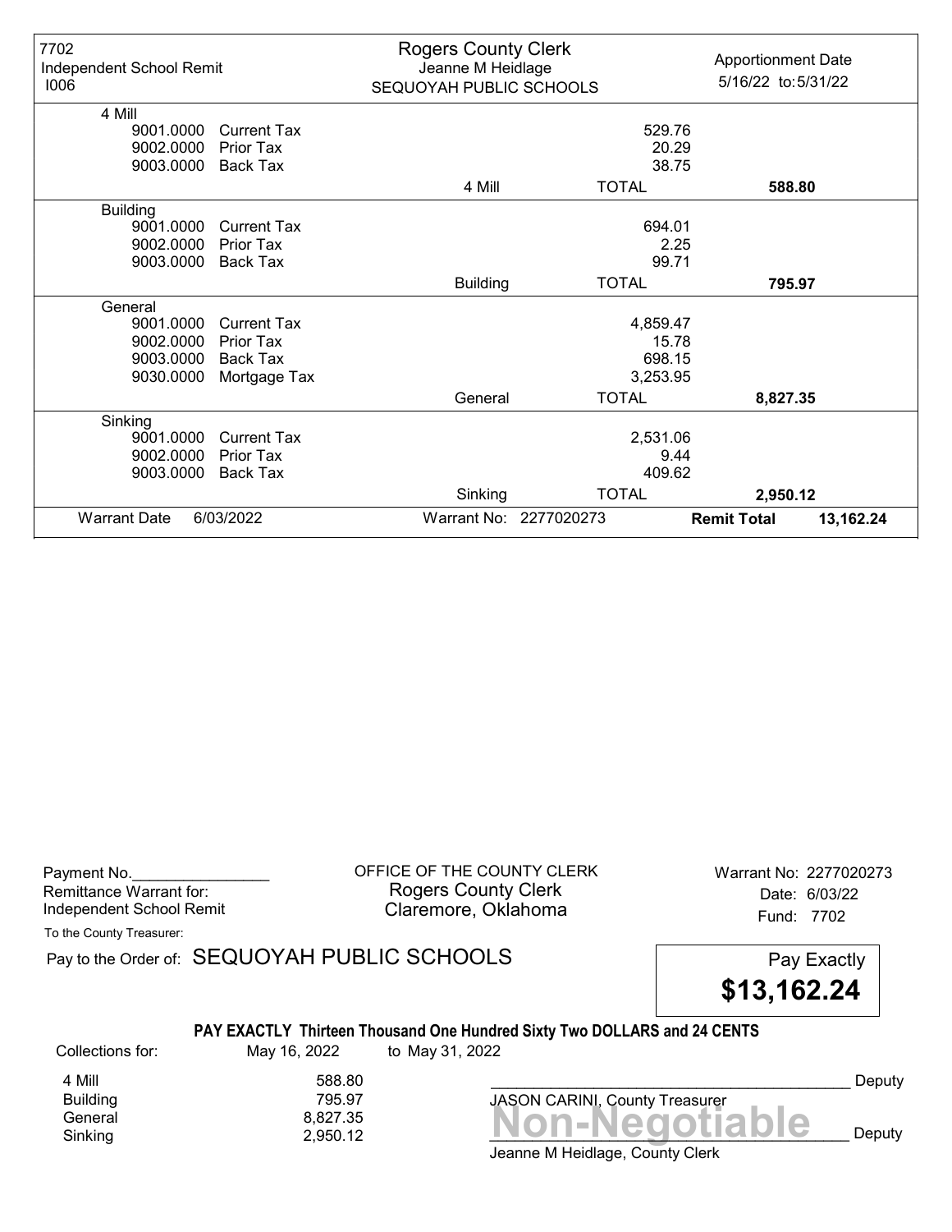| 7702 Independent School Remit I006 | Rogers County Clerk Jeanne M Heidlage SEQUOYAH PUBLIC SCHOOLS | | Apportionment Date 5/16/22 to: 5/31/22 |
|---|---|---|---|
| **4 Mill** | | | |
| 9001.0000 Current Tax | | 529.76 | |
| 9002.0000 Prior Tax | | 20.29 | |
| 9003.0000 Back Tax | | 38.75 | |
| | 4 Mill | TOTAL | **588.80** |
| **Building** | | | |
| 9001.0000 Current Tax | | 694.01 | |
| 9002.0000 Prior Tax | | 2.25 | |
| 9003.0000 Back Tax | | 99.71 | |
| | Building | TOTAL | **795.97** |
| **General** | | | |
| 9001.0000 Current Tax | | 4,859.47 | |
| 9002.0000 Prior Tax | | 15.78 | |
| 9003.0000 Back Tax | | 698.15 | |
| 9030.0000 Mortgage Tax | | 3,253.95 | |
| | General | TOTAL | **8,827.35** |
| **Sinking** | | | |
| 9001.0000 Current Tax | | 2,531.06 | |
| 9002.0000 Prior Tax | | 9.44 | |
| 9003.0000 Back Tax | | 409.62 | |
| | Sinking | TOTAL | **2,950.12** |
| Warrant Date 6/03/2022 | Warrant No: 2277020273 | | **Remit Total** 13,162.24 |

Payment No.________________
Remittance Warrant for:
Independent School Remit

OFFICE OF THE COUNTY CLERK
Rogers County Clerk
Claremore, Oklahoma

Warrant No: 2277020273
Date: 6/03/22
Fund: 7702

To the County Treasurer:

Pay to the Order of: SEQUOYAH PUBLIC SCHOOLS

Pay Exactly **$13,162.24**

**PAY EXACTLY Thirteen Thousand One Hundred Sixty Two DOLLARS and 24 CENTS**

Collections for: May 16, 2022 to May 31, 2022

| | |
|---|---|
| 4 Mill | 588.80 |
| Building | 795.97 |
| General | 8,827.35 |
| Sinking | 2,950.12 |

___________________________________ Deputy
JASON CARINI, County Treasurer

**Non-Negotiable**

___________________________________ Deputy
Jeanne M Heidlage, County Clerk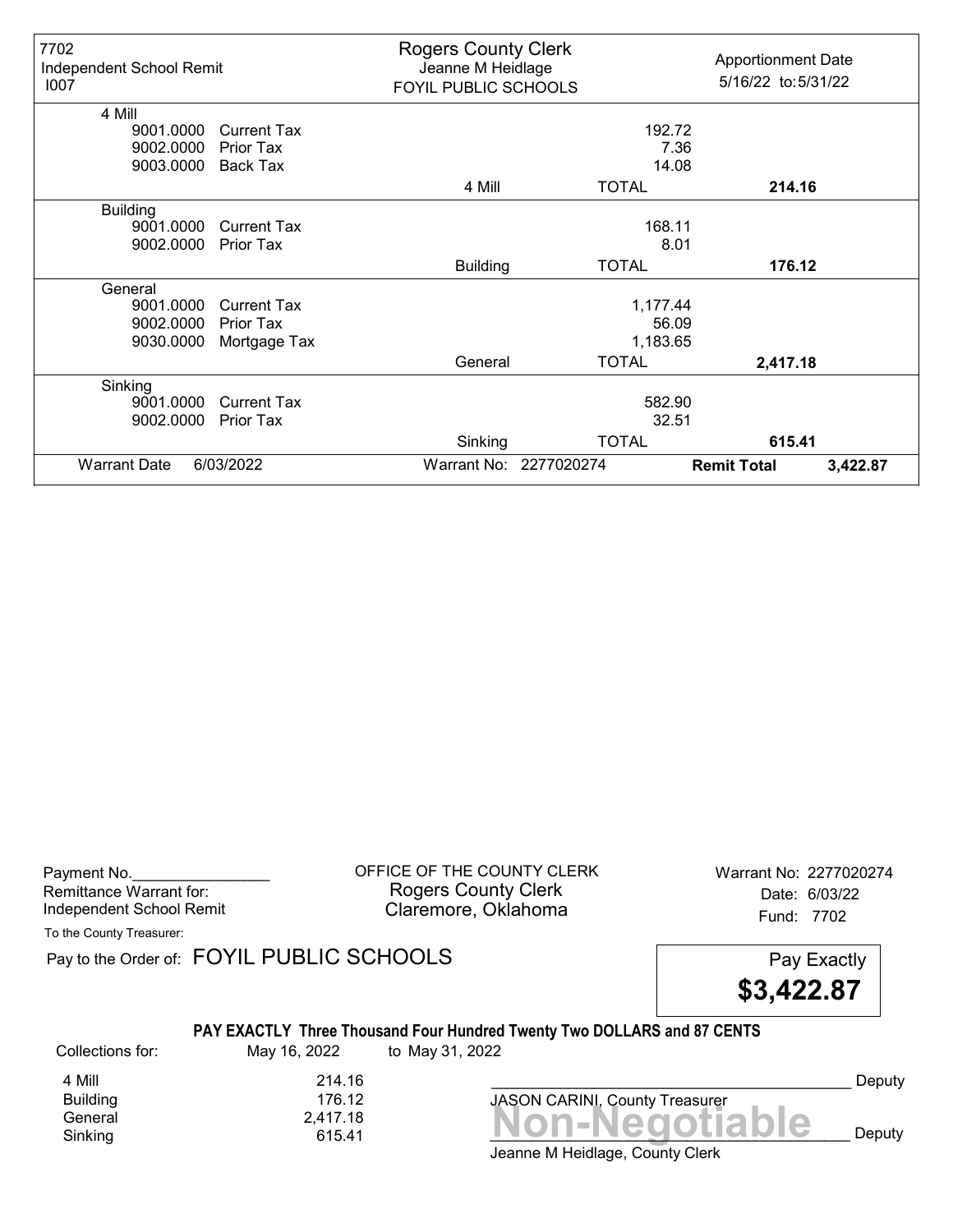| 7702 Independent School Remit I007 | Rogers County Clerk Jeanne M Heidlage FOYIL PUBLIC SCHOOLS | | Apportionment Date 5/16/22 to: 5/31/22 |
|---|---|---|---|
| **4 Mill** | | | |
| 9001.0000 Current Tax | | 192.72 | |
| 9002.0000 Prior Tax | | 7.36 | |
| 9003.0000 Back Tax | | 14.08 | |
| | 4 Mill | TOTAL | **214.16** |
| **Building** | | | |
| 9001.0000 Current Tax | | 168.11 | |
| 9002.0000 Prior Tax | | 8.01 | |
| | Building | TOTAL | **176.12** |
| **General** | | | |
| 9001.0000 Current Tax | | 1,177.44 | |
| 9002.0000 Prior Tax | | 56.09 | |
| 9030.0000 Mortgage Tax | | 1,183.65 | |
| | General | TOTAL | **2,417.18** |
| **Sinking** | | | |
| 9001.0000 Current Tax | | 582.90 | |
| 9002.0000 Prior Tax | | 32.51 | |
| | Sinking | TOTAL | **615.41** |
| Warrant Date 6/03/2022 | Warrant No: 2277020274 | | **Remit Total** 3,422.87 |

Payment No.________________
Remittance Warrant for:
Independent School Remit

OFFICE OF THE COUNTY CLERK
Rogers County Clerk
Claremore, Oklahoma

Warrant No: 2277020274
Date: 6/03/22
Fund: 7702

To the County Treasurer:

Pay to the Order of: FOYIL PUBLIC SCHOOLS

Pay Exactly **$3,422.87**

**PAY EXACTLY Three Thousand Four Hundred Twenty Two DOLLARS and 87 CENTS**

Collections for: May 16, 2022 to May 31, 2022

| | |
|---|---|
| 4 Mill | 214.16 |
| Building | 176.12 |
| General | 2,417.18 |
| Sinking | 615.41 |

_________________________________________ Deputy
JASON CARINI, County Treasurer

**Non-Negotiable**

_________________________________________ Deputy
Jeanne M Heidlage, County Clerk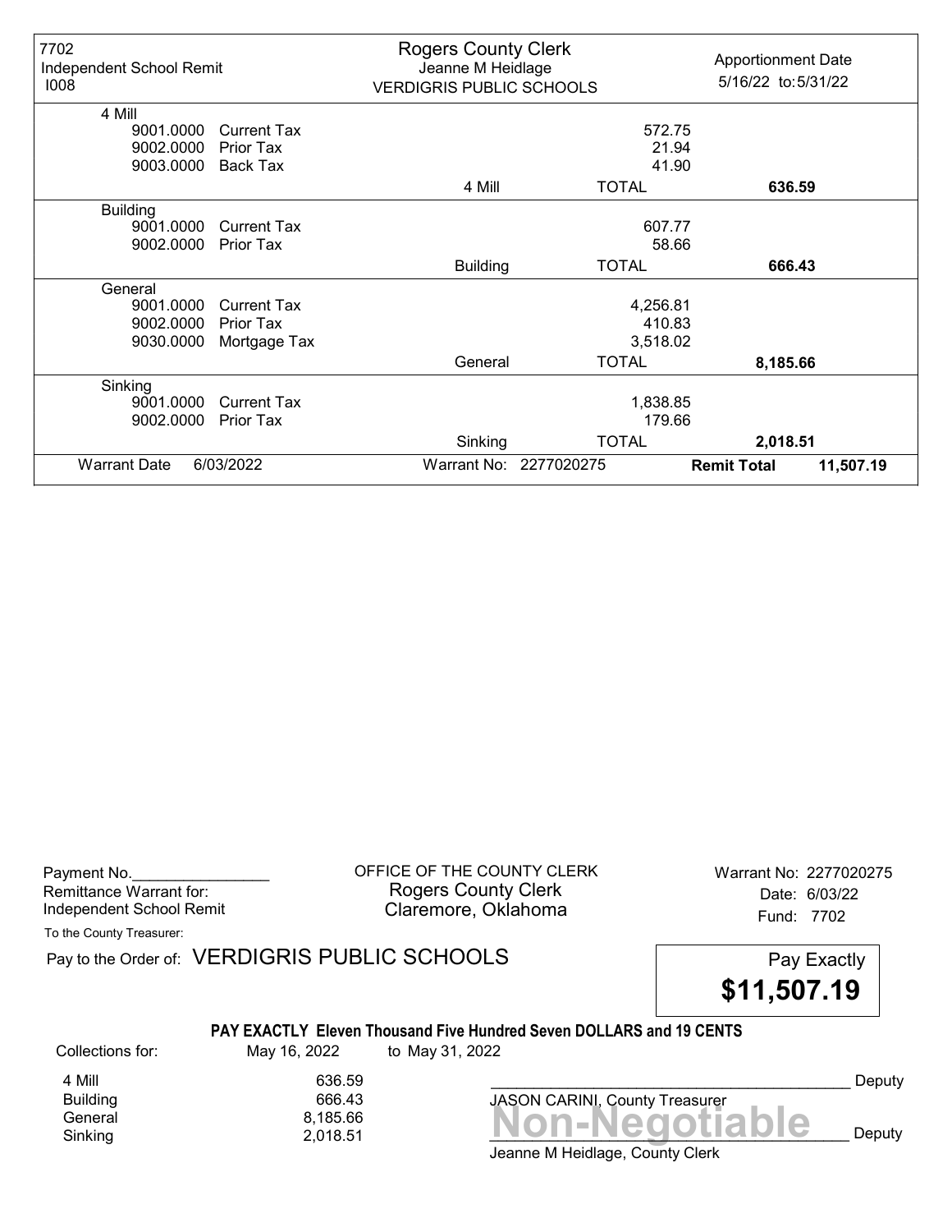| 7702<br>Independent School Remit<br>I008 | Rogers County Clerk<br>Jeanne M Heidlage<br>VERDIGRIS PUBLIC SCHOOLS | | Apportionment Date<br>5/16/22 to: 5/31/22 |
|---|---|---|---|
| **4 Mill** | | | |
| 9001.0000 Current Tax | | 572.75 | |
| 9002.0000 Prior Tax | | 21.94 | |
| 9003.0000 Back Tax | | 41.90 | |
| | 4 Mill | TOTAL | **636.59** |
| **Building** | | | |
| 9001.0000 Current Tax | | 607.77 | |
| 9002.0000 Prior Tax | | 58.66 | |
| | Building | TOTAL | **666.43** |
| **General** | | | |
| 9001.0000 Current Tax | | 4,256.81 | |
| 9002.0000 Prior Tax | | 410.83 | |
| 9030.0000 Mortgage Tax | | 3,518.02 | |
| | General | TOTAL | **8,185.66** |
| **Sinking** | | | |
| 9001.0000 Current Tax | | 1,838.85 | |
| 9002.0000 Prior Tax | | 179.66 | |
| | Sinking | TOTAL | **2,018.51** |
| Warrant Date 6/03/2022 | Warrant No: 2277020275 | | **Remit Total 11,507.19** |

Payment No.________________
Remittance Warrant for:
Independent School Remit

OFFICE OF THE COUNTY CLERK
Rogers County Clerk
Claremore, Oklahoma

Warrant No: 2277020275
Date: 6/03/22
Fund: 7702

To the County Treasurer:

Pay to the Order of: VERDIGRIS PUBLIC SCHOOLS

Pay Exactly **$11,507.19**

**PAY EXACTLY Eleven Thousand Five Hundred Seven DOLLARS and 19 CENTS**

Collections for: May 16, 2022 to May 31, 2022

| | |
|---|---|
| 4 Mill | 636.59 |
| Building | 666.43 |
| General | 8,185.66 |
| Sinking | 2,018.51 |

_______________________________________ Deputy
JASON CARINI, County Treasurer

**Non-Negotiable**

_______________________________________ Deputy
Jeanne M Heidlage, County Clerk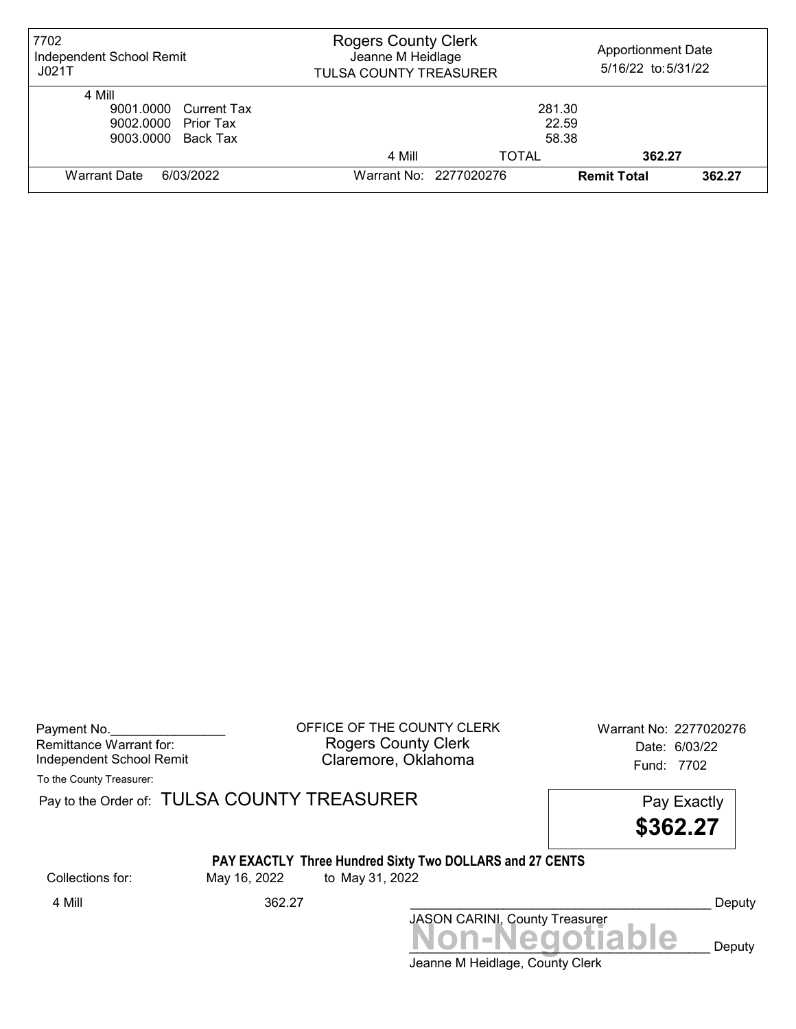| 7702 Independent School Remit J021T | Rogers County Clerk Jeanne M Heidlage TULSA COUNTY TREASURER | | Apportionment Date 5/16/22 to: 5/31/22 | |
|---|---|---|---|---|
| 4 Mill | | | | |
| 9001.0000 Current Tax | | 281.30 | | |
| 9002.0000 Prior Tax | | 22.59 | | |
| 9003.0000 Back Tax | | 58.38 | | |
| | 4 Mill | TOTAL | 362.27 | |
| Warrant Date 6/03/2022 | Warrant No: 2277020276 | | Remit Total | 362.27 |

Payment No.________________
Remittance Warrant for:
Independent School Remit

OFFICE OF THE COUNTY CLERK
Rogers County Clerk
Claremore, Oklahoma

Warrant No: 2277020276
Date: 6/03/22
Fund: 7702

To the County Treasurer:

Pay to the Order of: TULSA COUNTY TREASURER

Pay Exactly
**$362.27**

**PAY EXACTLY Three Hundred Sixty Two DOLLARS and 27 CENTS**

Collections for: May 16, 2022 to May 31, 2022

4 Mill 362.27

_____________________________________________ Deputy
JASON CARINI, County Treasurer

**Non-Negotiable**
_____________________________________________ Deputy
Jeanne M Heidlage, County Clerk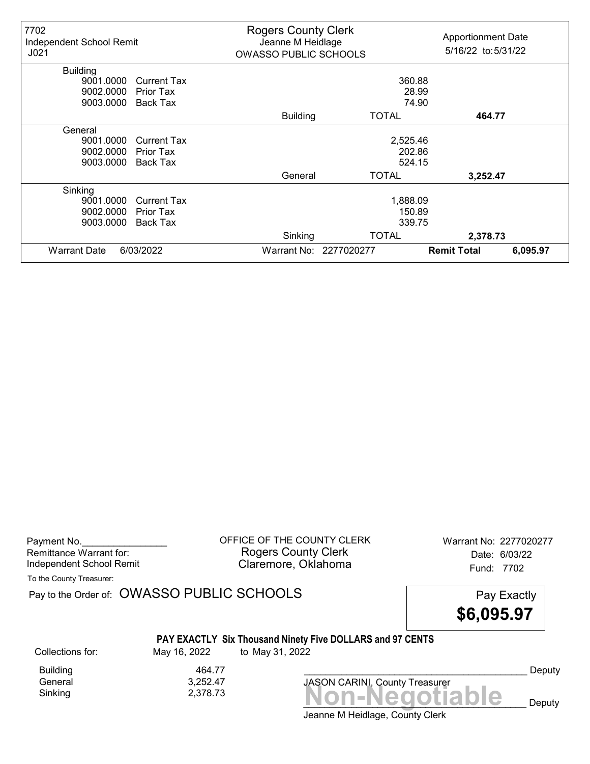| 7702 Independent School Remit J021 | Rogers County Clerk Jeanne M Heidlage OWASSO PUBLIC SCHOOLS | | Apportionment Date 5/16/22 to: 5/31/22 |
|---|---|---|---|
| **Building** | | | |
| 9001.0000 Current Tax | | 360.88 | |
| 9002.0000 Prior Tax | | 28.99 | |
| 9003.0000 Back Tax | | 74.90 | |
| | Building | TOTAL | **464.77** |
| **General** | | | |
| 9001.0000 Current Tax | | 2,525.46 | |
| 9002.0000 Prior Tax | | 202.86 | |
| 9003.0000 Back Tax | | 524.15 | |
| | General | TOTAL | **3,252.47** |
| **Sinking** | | | |
| 9001.0000 Current Tax | | 1,888.09 | |
| 9002.0000 Prior Tax | | 150.89 | |
| 9003.0000 Back Tax | | 339.75 | |
| | Sinking | TOTAL | **2,378.73** |
| Warrant Date 6/03/2022 | Warrant No: 2277020277 | **Remit Total** | **6,095.97** |

Payment No.________________
Remittance Warrant for:
Independent School Remit

OFFICE OF THE COUNTY CLERK
Rogers County Clerk
Claremore, Oklahoma

Warrant No: 2277020277
Date: 6/03/22
Fund: 7702

To the County Treasurer:

Pay to the Order of: OWASSO PUBLIC SCHOOLS

Pay Exactly **$6,095.97**

**PAY EXACTLY Six Thousand Ninety Five DOLLARS and 97 CENTS**

Collections for: May 16, 2022 to May 31, 2022

| | |
|---|---|
| Building | 464.77 |
| General | 3,252.47 |
| Sinking | 2,378.73 |

___________________________________ Deputy
JASON CARINI, County Treasurer

**Non-Negotiable**
___________________________________ Deputy
Jeanne M Heidlage, County Clerk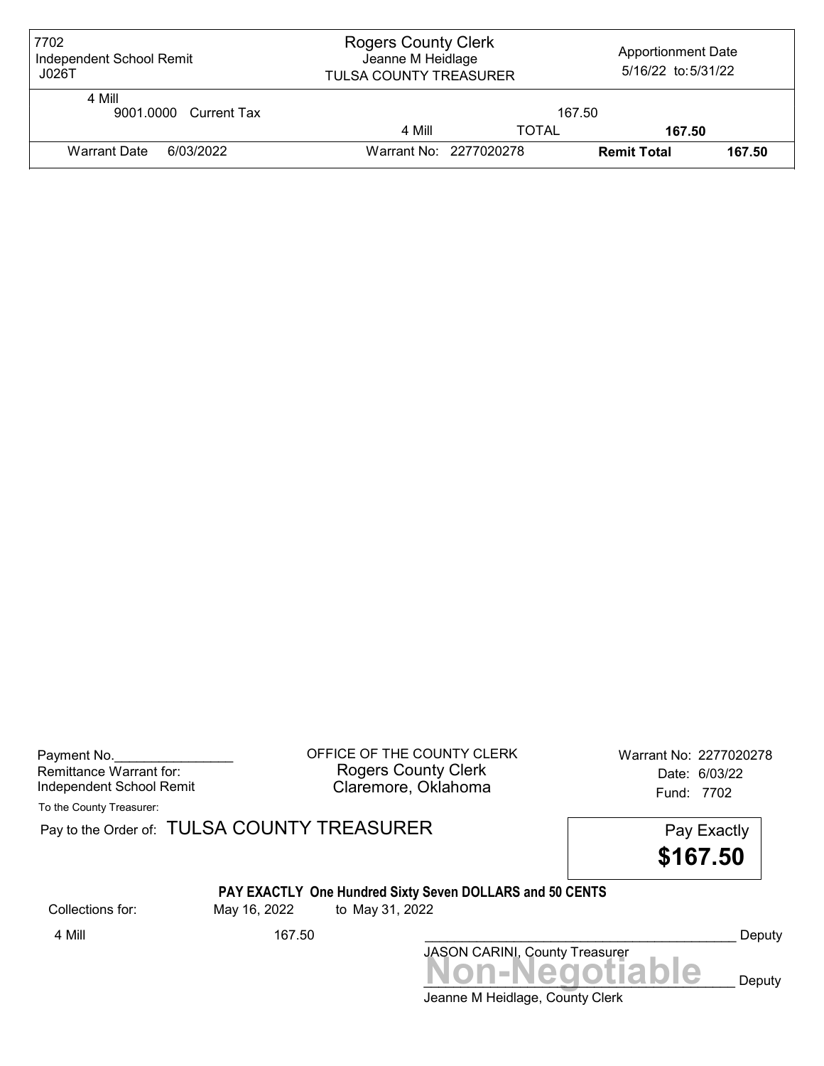| 7702 Independent School Remit J026T | Rogers County Clerk Jeanne M Heidlage TULSA COUNTY TREASURER | | Apportionment Date 5/16/22 to: 5/31/22 | |
|---|---|---|---|---|
| 4 Mill | | | | |
| 9001.0000 Current Tax | | | 167.50 | |
| | 4 Mill | TOTAL | **167.50** | |
| Warrant Date 6/03/2022 | Warrant No: 2277020278 | | **Remit Total** | **167.50** |

Payment No.________________
Remittance Warrant for:
Independent School Remit

OFFICE OF THE COUNTY CLERK
Rogers County Clerk
Claremore, Oklahoma

Warrant No: 2277020278
Date: 6/03/22
Fund: 7702

To the County Treasurer:

Pay to the Order of: TULSA COUNTY TREASURER

Pay Exactly
**$167.50**

**PAY EXACTLY One Hundred Sixty Seven DOLLARS and 50 CENTS**

| Collections for: | May 16, 2022 | to May 31, 2022 |
|---|---|---|
| 4 Mill | 167.50 | |

___________________________________________ Deputy
JASON CARINI, County Treasurer

**Non-Negotiable**

___________________________________________ Deputy
Jeanne M Heidlage, County Clerk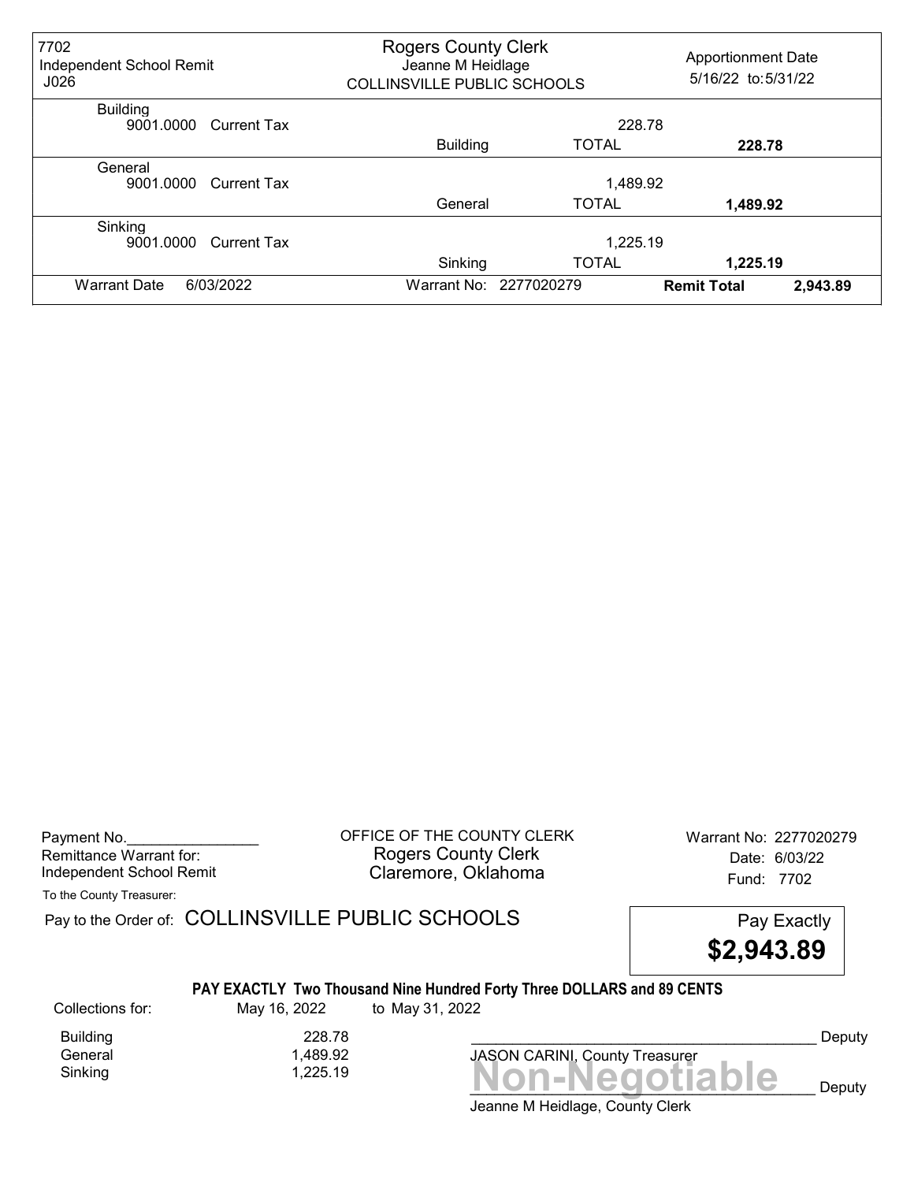| 7702 Independent School Remit J026 | Rogers County Clerk Jeanne M Heidlage COLLINSVILLE PUBLIC SCHOOLS | | Apportionment Date 5/16/22 to: 5/31/22 |
|---|---|---|---|
| Building | | | |
| 9001.0000 Current Tax | | 228.78 | |
| | Building | TOTAL | **228.78** |
| General | | | |
| 9001.0000 Current Tax | | 1,489.92 | |
| | General | TOTAL | **1,489.92** |
| Sinking | | | |
| 9001.0000 Current Tax | | 1,225.19 | |
| | Sinking | TOTAL | **1,225.19** |
| Warrant Date 6/03/2022 | Warrant No: 2277020279 | | **Remit Total** 2,943.89 |

Payment No.________________
Remittance Warrant for:
Independent School Remit

OFFICE OF THE COUNTY CLERK
Rogers County Clerk
Claremore, Oklahoma

Warrant No: 2277020279
Date: 6/03/22
Fund: 7702

To the County Treasurer:

Pay to the Order of: COLLINSVILLE PUBLIC SCHOOLS

Pay Exactly
**$2,943.89**

**PAY EXACTLY Two Thousand Nine Hundred Forty Three DOLLARS and 89 CENTS**

Collections for: May 16, 2022 to May 31, 2022

| | |
|---|---|
| Building | 228.78 |
| General | 1,489.92 |
| Sinking | 1,225.19 |

_________________________________________ Deputy
JASON CARINI, County Treasurer

**Non-Negotiable**
_________________________________________ Deputy
Jeanne M Heidlage, County Clerk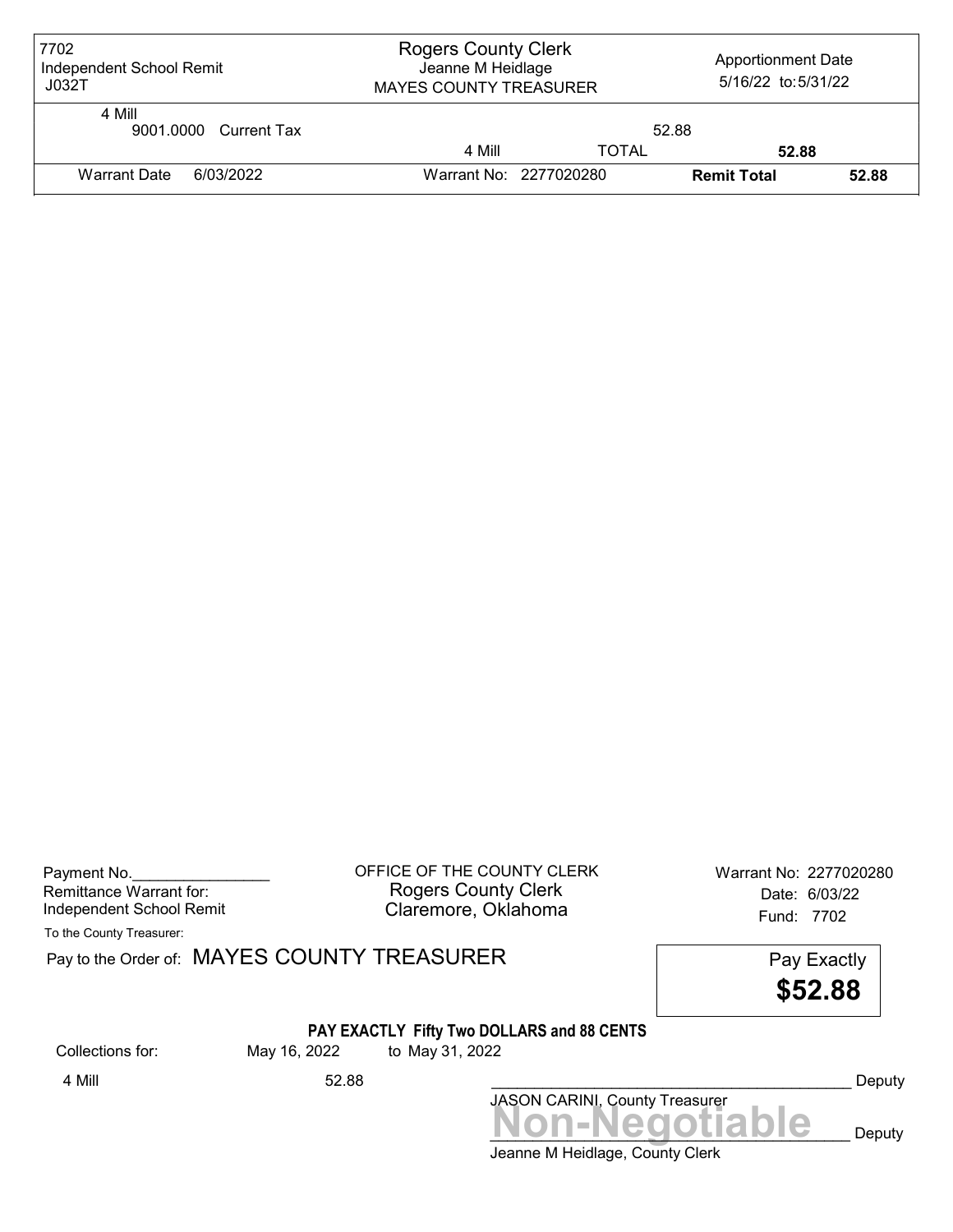| 7702 Independent School Remit J032T | Rogers County Clerk Jeanne M Heidlage MAYES COUNTY TREASURER | | Apportionment Date 5/16/22 to: 5/31/22 | |
|---|---|---|---|---|
| 4 Mill 9001.0000 Current Tax | | | 52.88 | |
| | 4 Mill | TOTAL | 52.88 | |
| Warrant Date 6/03/2022 | Warrant No: 2277020280 | | **Remit Total** | **52.88** |

Payment No.________________
Remittance Warrant for:
Independent School Remit

OFFICE OF THE COUNTY CLERK
Rogers County Clerk
Claremore, Oklahoma

Warrant No: 2277020280
Date: 6/03/22
Fund: 7702

To the County Treasurer:

Pay to the Order of: MAYES COUNTY TREASURER

Pay Exactly
**$52.88**

**PAY EXACTLY Fifty Two DOLLARS and 88 CENTS**

| Collections for: | May 16, 2022 | to May 31, 2022 |
|---|---|---|
| 4 Mill | 52.88 | |

__________________________________________ Deputy
JASON CARINI, County Treasurer

**Non-Negotiable**
__________________________________________ Deputy
Jeanne M Heidlage, County Clerk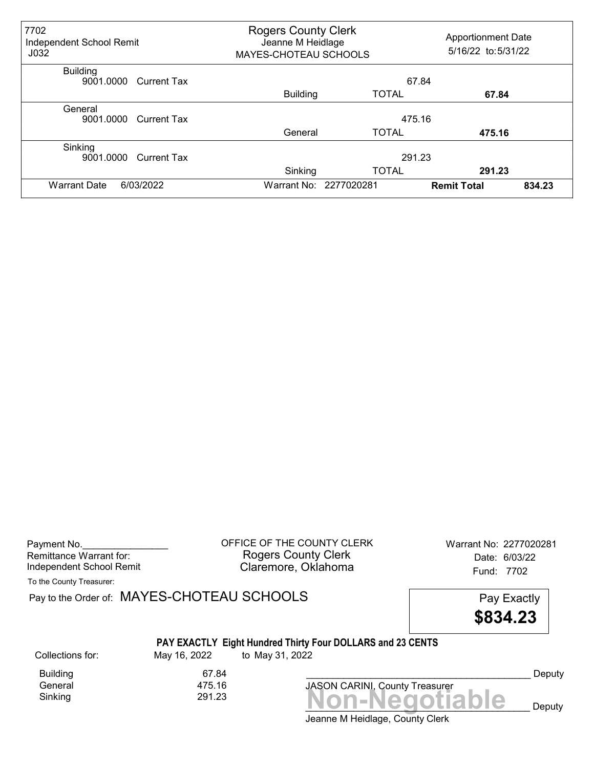| 7702 Independent School Remit J032 | Rogers County Clerk Jeanne M Heidlage MAYES-CHOTEAU SCHOOLS | | Apportionment Date 5/16/22 to: 5/31/22 |
|---|---|---|---|
| Building | | | |
| 9001.0000 Current Tax | | 67.84 | |
| | Building | TOTAL | **67.84** |
| General | | | |
| 9001.0000 Current Tax | | 475.16 | |
| | General | TOTAL | **475.16** |
| Sinking | | | |
| 9001.0000 Current Tax | | 291.23 | |
| | Sinking | TOTAL | **291.23** |
| Warrant Date 6/03/2022 | Warrant No: 2277020281 | **Remit Total** | 834.23 |

Payment No.________________
Remittance Warrant for:
Independent School Remit

OFFICE OF THE COUNTY CLERK
Rogers County Clerk
Claremore, Oklahoma

Warrant No: 2277020281
Date: 6/03/22
Fund: 7702

To the County Treasurer:

Pay to the Order of: MAYES-CHOTEAU SCHOOLS

Pay Exactly
**$834.23**

**PAY EXACTLY Eight Hundred Thirty Four DOLLARS and 23 CENTS**

| Collections for: | May 16, 2022 | to May 31, 2022 |
|---|---|---|
| Building | 67.84 | |
| General | 475.16 | |
| Sinking | 291.23 | |

__________________________________________ Deputy
JASON CARINI, County Treasurer

**Non-Negotiable**

__________________________________________ Deputy
Jeanne M Heidlage, County Clerk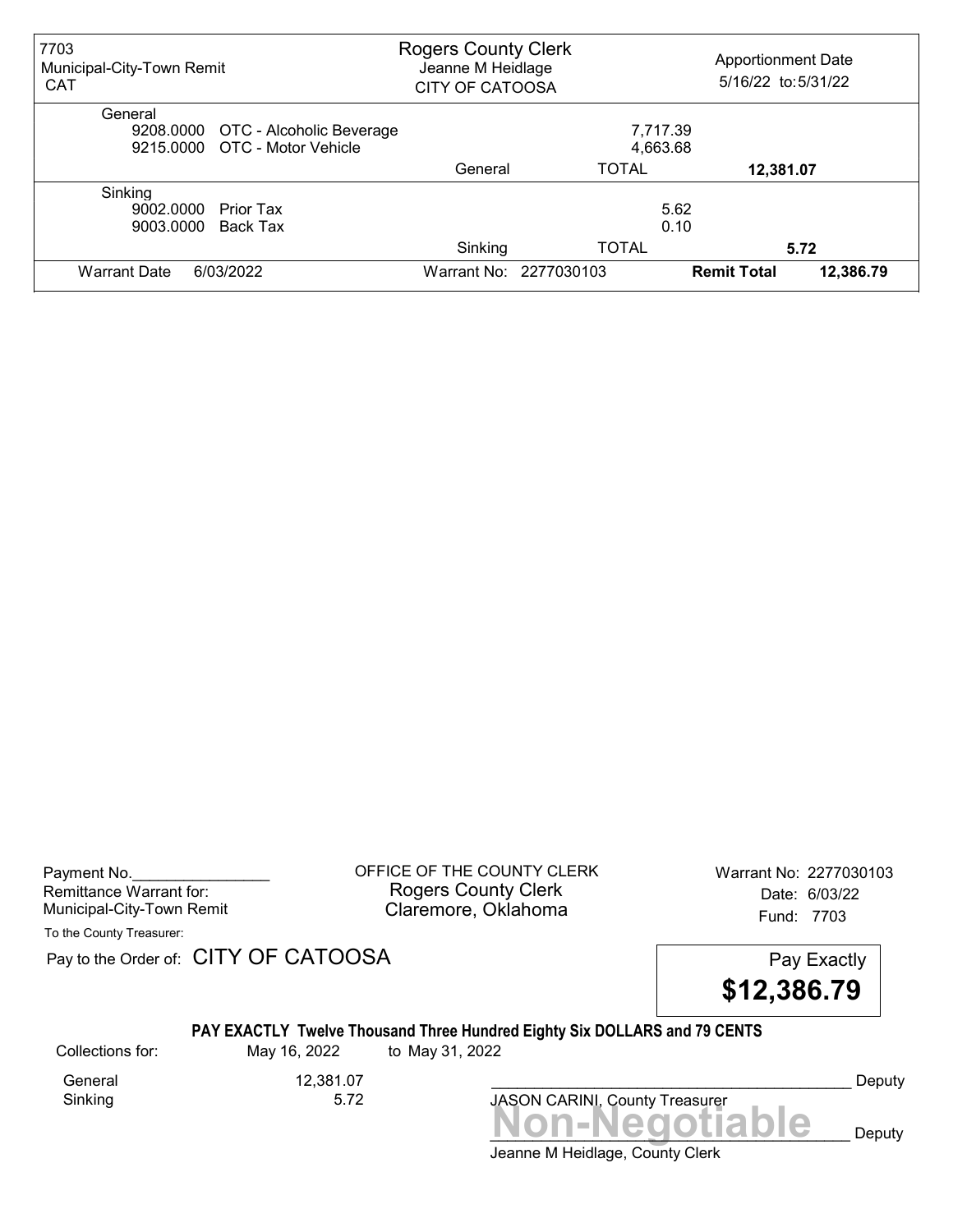| 7703 Municipal-City-Town Remit CAT | Rogers County Clerk Jeanne M Heidlage CITY OF CATOOSA | | Apportionment Date 5/16/22 to: 5/31/22 |
|---|---|---|---|
| **General** | | | |
| 9208.0000 OTC - Alcoholic Beverage | | 7,717.39 | |
| 9215.0000 OTC - Motor Vehicle | | 4,663.68 | |
| | General | TOTAL | **12,381.07** |
| **Sinking** | | | |
| 9002.0000 Prior Tax | | 5.62 | |
| 9003.0000 Back Tax | | 0.10 | |
| | Sinking | TOTAL | **5.72** |
| Warrant Date 6/03/2022 | Warrant No: 2277030103 | **Remit Total** | **12,386.79** |

Payment No.________________
Remittance Warrant for:
Municipal-City-Town Remit

OFFICE OF THE COUNTY CLERK
Rogers County Clerk
Claremore, Oklahoma

Warrant No: 2277030103
Date: 6/03/22
Fund: 7703

To the County Treasurer:

Pay to the Order of: CITY OF CATOOSA

Pay Exactly
**$12,386.79**

**PAY EXACTLY Twelve Thousand Three Hundred Eighty Six DOLLARS and 79 CENTS**

Collections for: May 16, 2022 to May 31, 2022

| | |
|---|---|
| General | 12,381.07 |
| Sinking | 5.72 |

__________________________________________ Deputy
JASON CARINI, County Treasurer

Non-Negotiable

__________________________________________ Deputy
Jeanne M Heidlage, County Clerk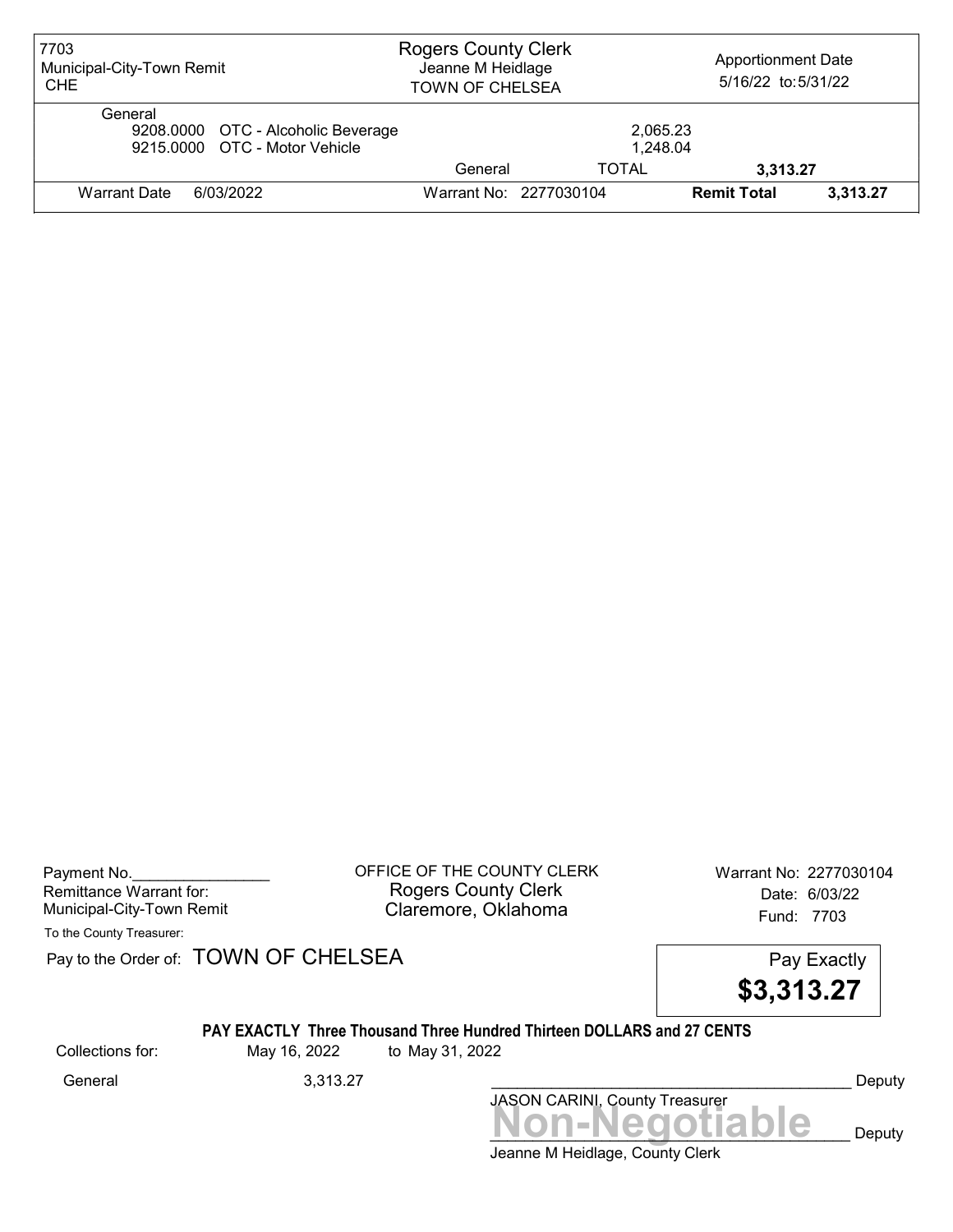| 7703 Municipal-City-Town Remit CHE | Rogers County Clerk Jeanne M Heidlage TOWN OF CHELSEA | | Apportionment Date 5/16/22 to: 5/31/22 | |
|---|---|---|---|---|
| General | | | | |
| 9208.0000 OTC - Alcoholic Beverage | | 2,065.23 | | |
| 9215.0000 OTC - Motor Vehicle | | 1,248.04 | | |
| | General | TOTAL | 3,313.27 | |
| Warrant Date 6/03/2022 | Warrant No: 2277030104 | | **Remit Total** | **3,313.27** |

Payment No.________________
Remittance Warrant for:
Municipal-City-Town Remit

OFFICE OF THE COUNTY CLERK
Rogers County Clerk
Claremore, Oklahoma

Warrant No: 2277030104
Date: 6/03/22
Fund: 7703

To the County Treasurer:

Pay to the Order of: TOWN OF CHELSEA

Pay Exactly
**$3,313.27**

**PAY EXACTLY Three Thousand Three Hundred Thirteen DOLLARS and 27 CENTS**

Collections for: May 16, 2022 to May 31, 2022

General 3,313.27

_________________________________________ Deputy
JASON CARINI, County Treasurer

**Non-Negotiable**
_________________________________________ Deputy
Jeanne M Heidlage, County Clerk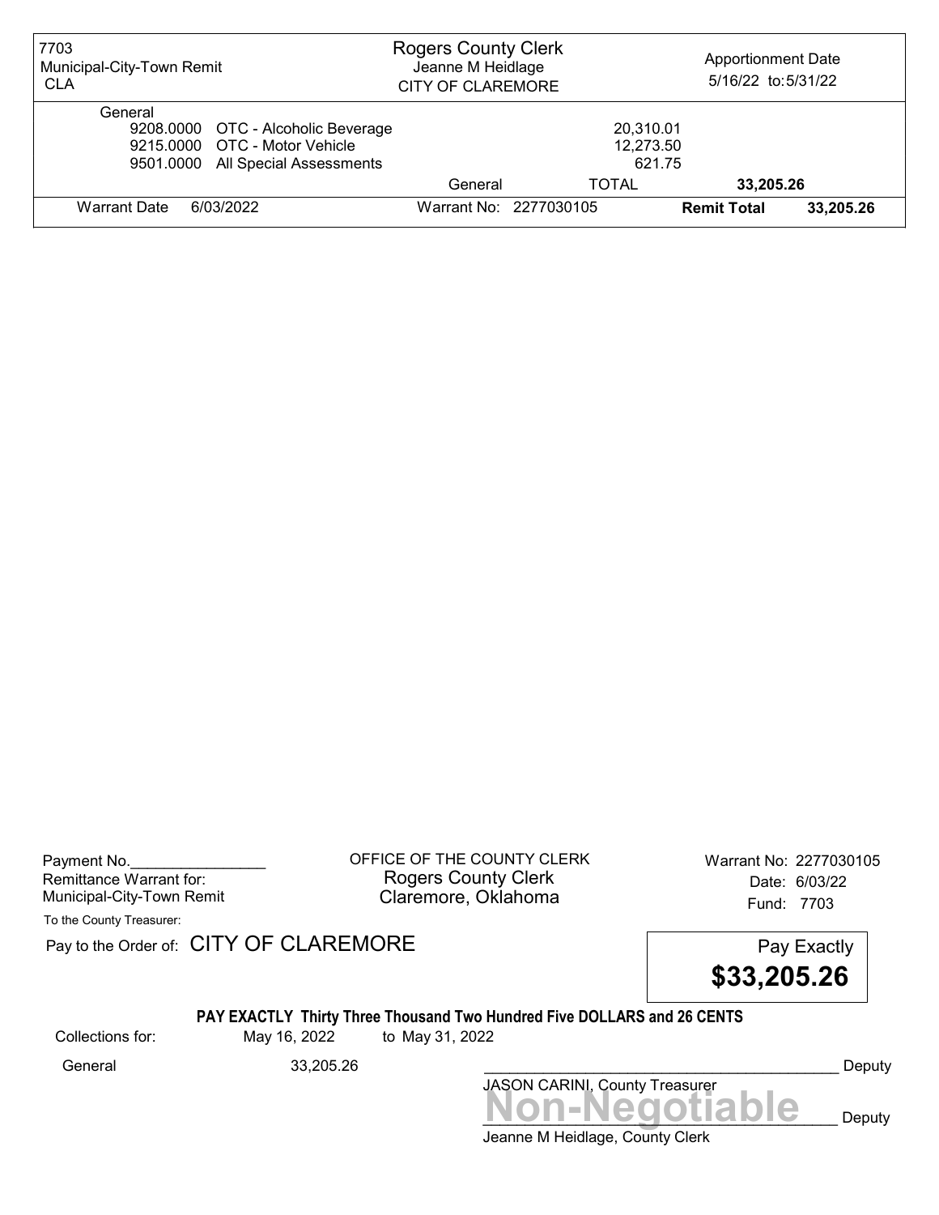| 7703 Municipal-City-Town Remit CLA | Rogers County Clerk Jeanne M Heidlage CITY OF CLAREMORE | Apportionment Date 5/16/22 to: 5/31/22 |
|---|---|---|

| General | | | |
|---|---|---|---|
| 9208.0000 | OTC - Alcoholic Beverage | 20,310.01 | |
| 9215.0000 | OTC - Motor Vehicle | 12,273.50 | |
| 9501.0000 | All Special Assessments | 621.75 | |
| | General | TOTAL | 33,205.26 |

| Warrant Date | 6/03/2022 | Warrant No: 2277030105 | **Remit Total** | **33,205.26** |
|---|---|---|---|---|

Payment No.________________
Remittance Warrant for:
Municipal-City-Town Remit

OFFICE OF THE COUNTY CLERK
Rogers County Clerk
Claremore, Oklahoma

Warrant No: 2277030105
Date: 6/03/22
Fund: 7703

To the County Treasurer:

Pay to the Order of: CITY OF CLAREMORE

Pay Exactly
**$33,205.26**

**PAY EXACTLY Thirty Three Thousand Two Hundred Five DOLLARS and 26 CENTS**

Collections for: May 16, 2022 to May 31, 2022

General 33,205.26

__________________________________________ Deputy
JASON CARINI, County Treasurer

**Non-Negotiable**
__________________________________________ Deputy
Jeanne M Heidlage, County Clerk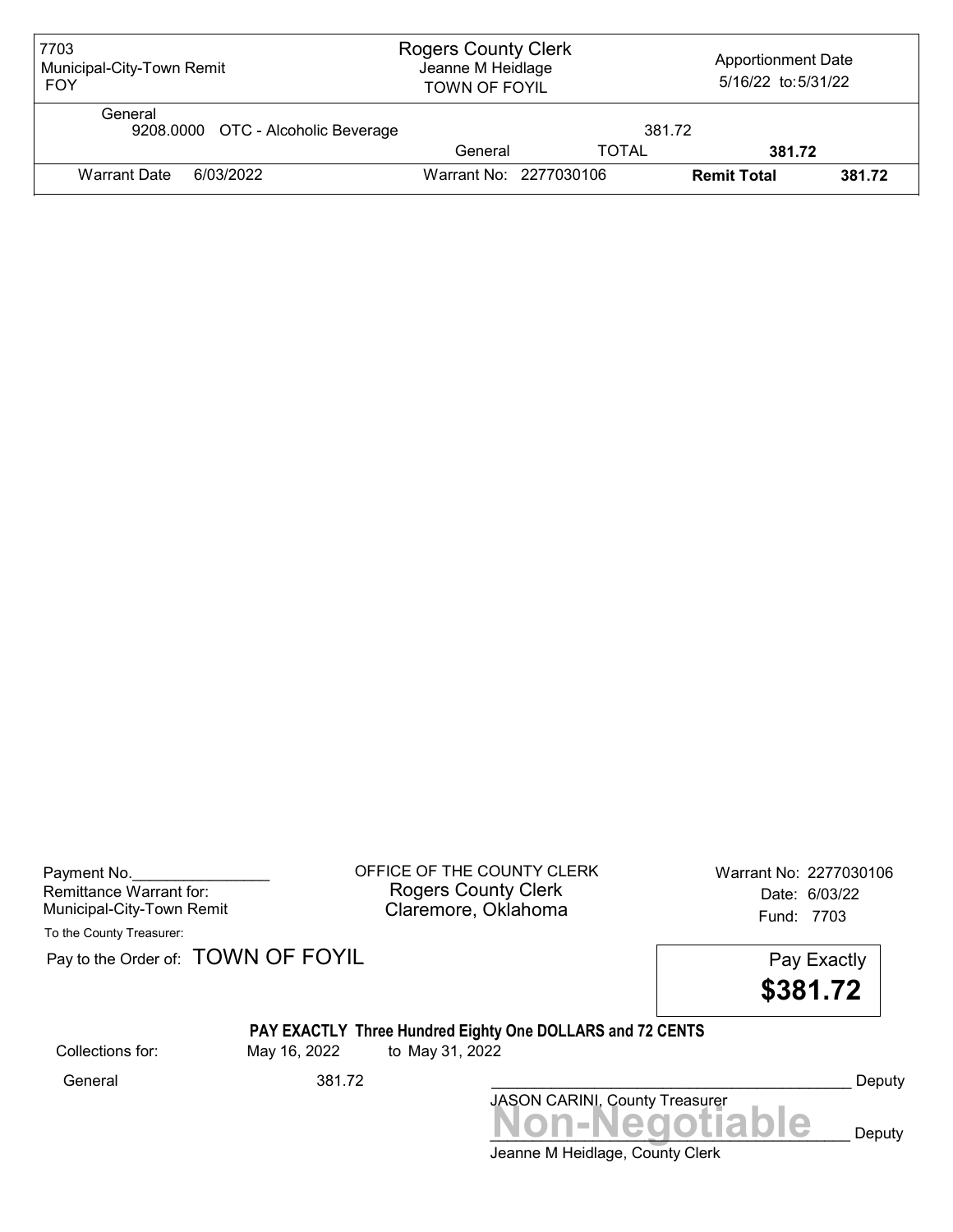| 7703<br>Municipal-City-Town Remit<br>FOY | Rogers County Clerk<br>Jeanne M Heidlage<br>TOWN OF FOYIL | | Apportionment Date<br>5/16/22 to: 5/31/22 | |
|---|---|---|---|---|
| General<br>9208.0000 OTC - Alcoholic Beverage | | 381.72 | | |
| | General | TOTAL | 381.72 | |
| Warrant Date 6/03/2022 | Warrant No: 2277030106 | | Remit Total | 381.72 |

Payment No.________________
Remittance Warrant for:
Municipal-City-Town Remit

OFFICE OF THE COUNTY CLERK
Rogers County Clerk
Claremore, Oklahoma

Warrant No: 2277030106
Date: 6/03/22
Fund: 7703

To the County Treasurer:

Pay to the Order of: TOWN OF FOYIL

Pay Exactly
**$381.72**

**PAY EXACTLY Three Hundred Eighty One DOLLARS and 72 CENTS**

Collections for: May 16, 2022 to May 31, 2022

General 381.72

____________________________________________ Deputy
JASON CARINI, County Treasurer

**Non-Negotiable**
____________________________________________ Deputy
Jeanne M Heidlage, County Clerk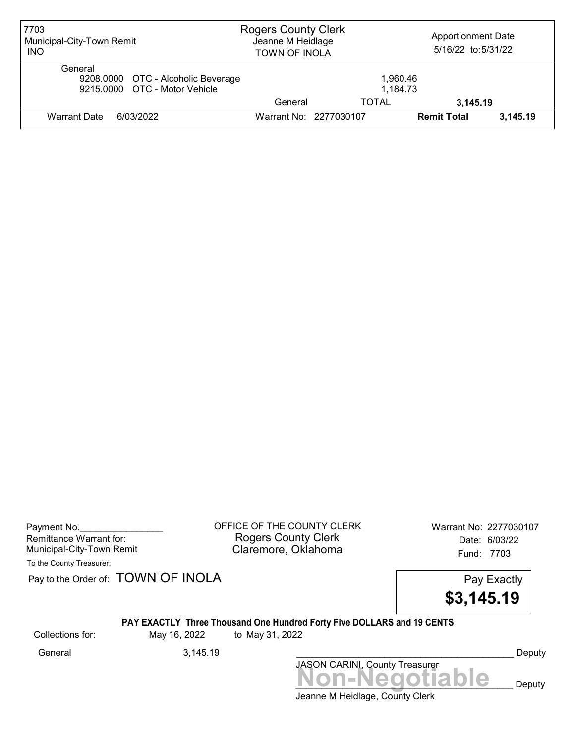| 7703 Municipal-City-Town Remit INO | Rogers County Clerk Jeanne M Heidlage TOWN OF INOLA | | Apportionment Date 5/16/22 to: 5/31/22 | |
|---|---|---|---|---|
| General | | | | |
| 9208.0000 OTC - Alcoholic Beverage | | 1,960.46 | | |
| 9215.0000 OTC - Motor Vehicle | | 1,184.73 | | |
| | General | TOTAL | **3,145.19** | |
| Warrant Date 6/03/2022 | Warrant No: 2277030107 | | **Remit Total** | **3,145.19** |

Payment No.________________
Remittance Warrant for:
Municipal-City-Town Remit

OFFICE OF THE COUNTY CLERK
Rogers County Clerk
Claremore, Oklahoma

Warrant No: 2277030107
Date: 6/03/22
Fund: 7703

To the County Treasurer:

Pay to the Order of: TOWN OF INOLA

Pay Exactly
**$3,145.19**

**PAY EXACTLY Three Thousand One Hundred Forty Five DOLLARS and 19 CENTS**

Collections for: May 16, 2022 to May 31, 2022

General 3,145.19

____________________________________________ Deputy
JASON CARINI, County Treasurer

**Non-Negotiable**
____________________________________________ Deputy
Jeanne M Heidlage, County Clerk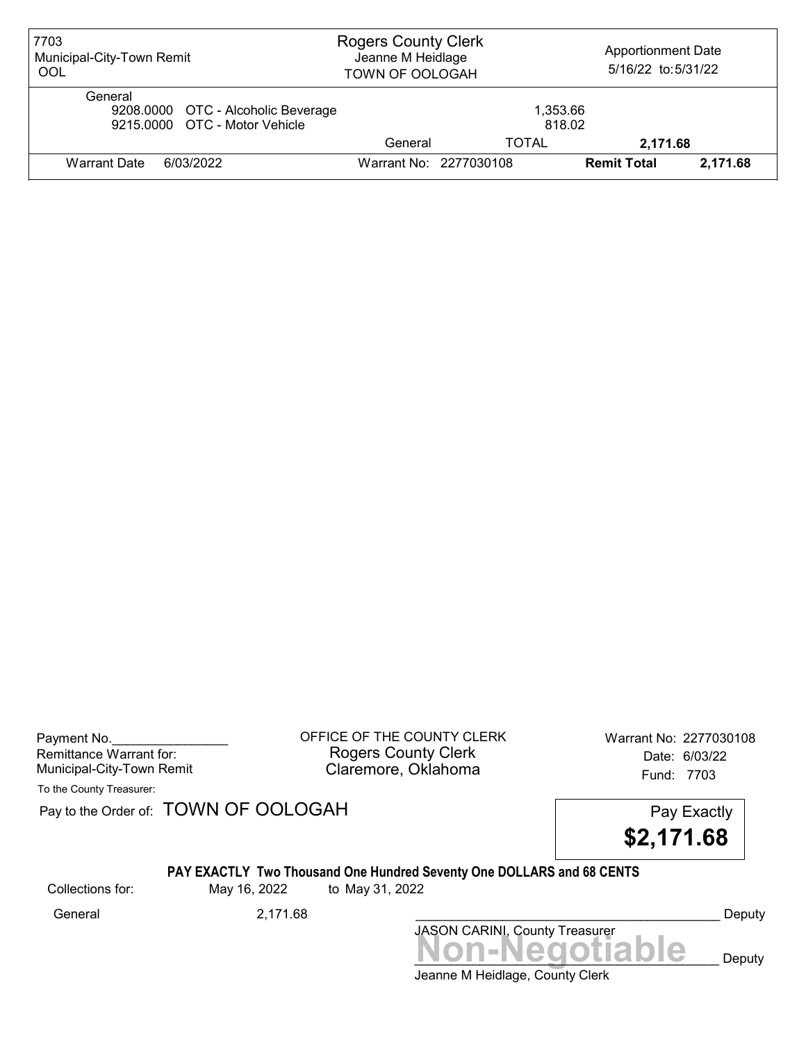| 7703 Municipal-City-Town Remit OOL | Rogers County Clerk Jeanne M Heidlage TOWN OF OOLOGAH | | Apportionment Date 5/16/22 to: 5/31/22 | |
|---|---|---|---|---|
| General | | | | |
| 9208.0000 OTC - Alcoholic Beverage | | 1,353.66 | | |
| 9215.0000 OTC - Motor Vehicle | | 818.02 | | |
| | General | TOTAL | 2,171.68 | |
| Warrant Date 6/03/2022 | Warrant No: 2277030108 | | Remit Total | 2,171.68 |

Payment No.________________

Remittance Warrant for:
Municipal-City-Town Remit

OFFICE OF THE COUNTY CLERK
Rogers County Clerk
Claremore, Oklahoma

Warrant No: 2277030108
Date: 6/03/22
Fund: 7703

To the County Treasurer:

Pay to the Order of: TOWN OF OOLOGAH

Pay Exactly
**$2,171.68**

**PAY EXACTLY Two Thousand One Hundred Seventy One DOLLARS and 68 CENTS**

Collections for: May 16, 2022 to May 31, 2022

General 2,171.68

_______________________________________ Deputy
JASON CARINI, County Treasurer

**Non-Negotiable**
_______________________________________ Deputy
Jeanne M Heidlage, County Clerk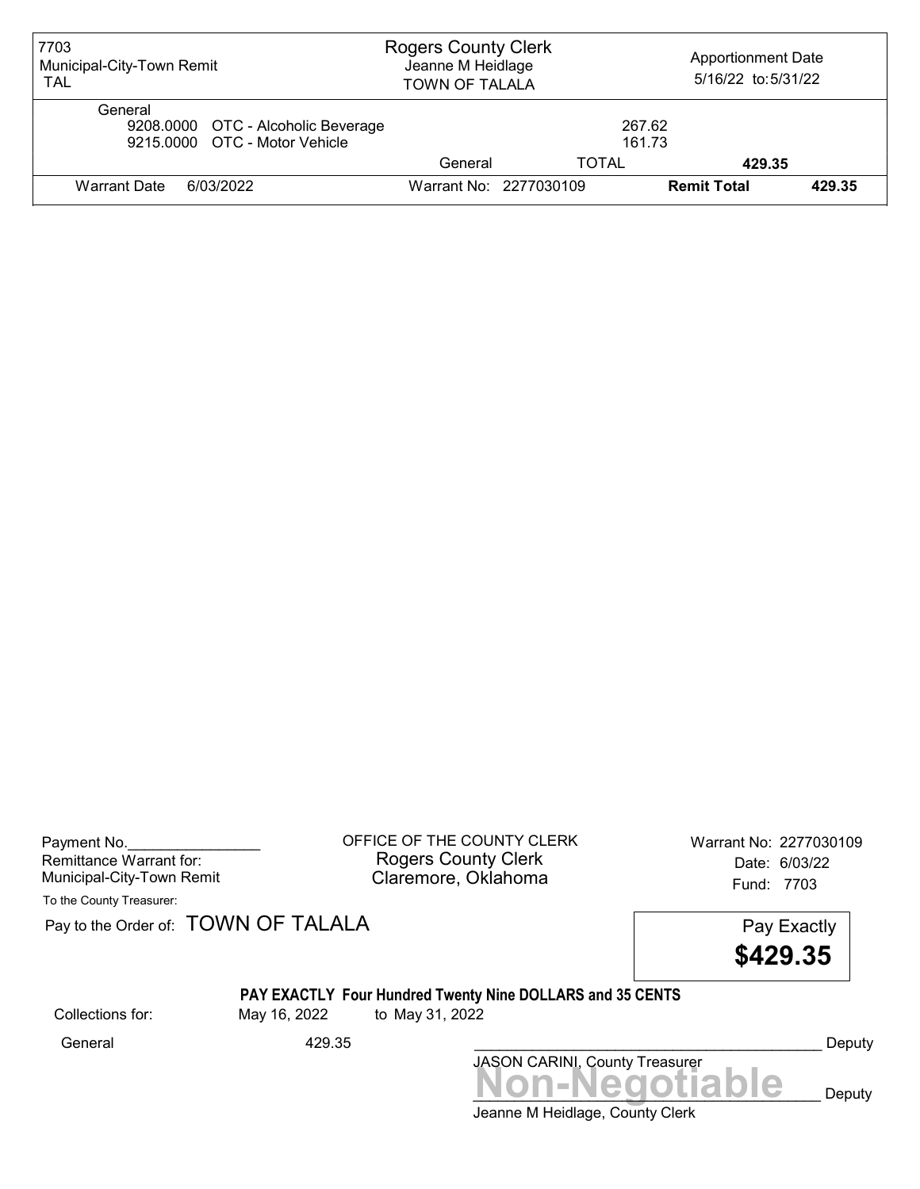| 7703 Municipal-City-Town Remit TAL | Rogers County Clerk Jeanne M Heidlage TOWN OF TALALA | | Apportionment Date 5/16/22 to: 5/31/22 |
|---|---|---|---|
| General | | | |
| 9208.0000 OTC - Alcoholic Beverage | | 267.62 | |
| 9215.0000 OTC - Motor Vehicle | | 161.73 | |
| | General | TOTAL | **429.35** |
| Warrant Date 6/03/2022 | Warrant No: 2277030109 | **Remit Total** | **429.35** |

Payment No.________________
Remittance Warrant for:
Municipal-City-Town Remit
To the County Treasurer:

OFFICE OF THE COUNTY CLERK
Rogers County Clerk
Claremore, Oklahoma

Warrant No: 2277030109
Date: 6/03/22
Fund: 7703

Pay to the Order of: TOWN OF TALALA

Pay Exactly
**$429.35**

**PAY EXACTLY Four Hundred Twenty Nine DOLLARS and 35 CENTS**

Collections for: May 16, 2022 to May 31, 2022

General 429.35

_____________________________________________ Deputy
JASON CARINI, County Treasurer

**Non-Negotiable**
_____________________________________________ Deputy
Jeanne M Heidlage, County Clerk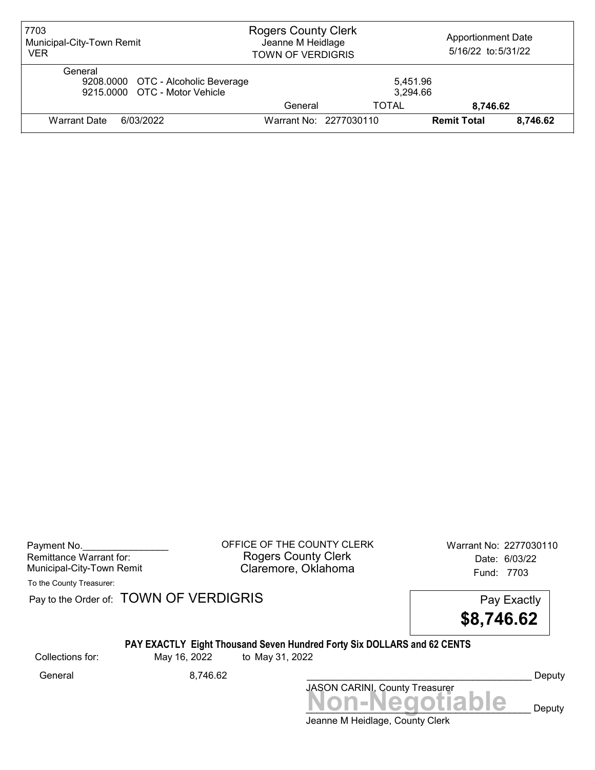| 7703 Municipal-City-Town Remit VER | Rogers County Clerk Jeanne M Heidlage TOWN OF VERDIGRIS | | Apportionment Date 5/16/22 to: 5/31/22 | |
|---|---|---|---|---|
| General | | | | |
| 9208.0000 OTC - Alcoholic Beverage | | 5,451.96 | | |
| 9215.0000 OTC - Motor Vehicle | | 3,294.66 | | |
| | General | TOTAL | **8,746.62** | |
| Warrant Date 6/03/2022 | Warrant No: 2277030110 | | **Remit Total** | **8,746.62** |

Payment No.________________
Remittance Warrant for:
Municipal-City-Town Remit

OFFICE OF THE COUNTY CLERK
Rogers County Clerk
Claremore, Oklahoma

Warrant No: 2277030110
Date: 6/03/22
Fund: 7703

To the County Treasurer:

Pay to the Order of: TOWN OF VERDIGRIS

Pay Exactly
**$8,746.62**

**PAY EXACTLY Eight Thousand Seven Hundred Forty Six DOLLARS and 62 CENTS**

Collections for: May 16, 2022 to May 31, 2022

General 8,746.62

__________________________________________ Deputy
JASON CARINI, County Treasurer

**Non-Negotiable**
__________________________________________ Deputy
Jeanne M Heidlage, County Clerk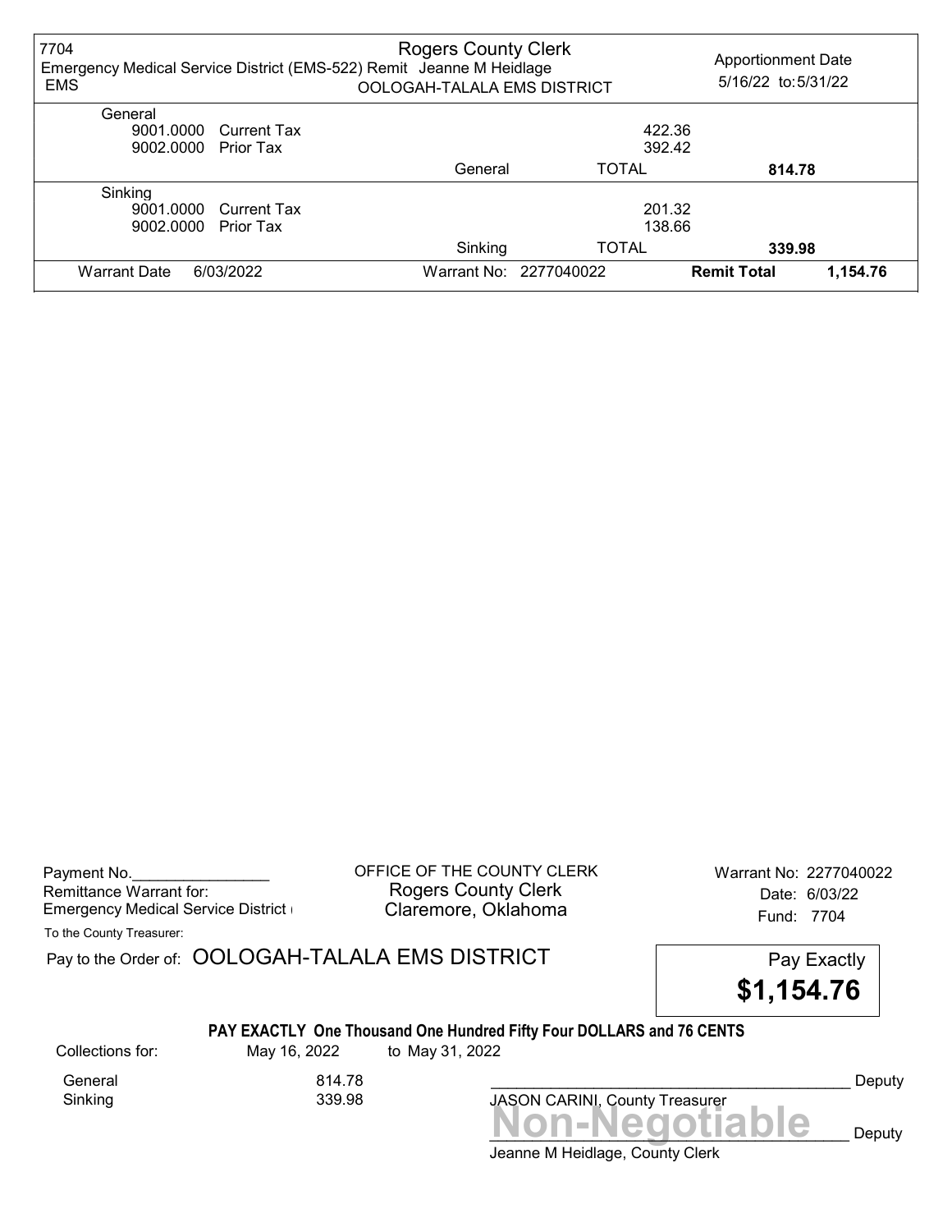7704
Emergency Medical Service District (EMS-522) Remit
EMS

Rogers County Clerk
Jeanne M Heidlage
OOLOGAH-TALALA EMS DISTRICT

Apportionment Date
5/16/22 to: 5/31/22

| | | | | |
|---|---|---|---|---|
| General | | | | |
| 9001.0000 | Current Tax | | 422.36 | |
| 9002.0000 | Prior Tax | | 392.42 | |
| | | General | TOTAL | **814.78** |
| Sinking | | | | |
| 9001.0000 | Current Tax | | 201.32 | |
| 9002.0000 | Prior Tax | | 138.66 | |
| | | Sinking | TOTAL | **339.98** |
| Warrant Date | 6/03/2022 | Warrant No: 2277040022 | **Remit Total** | **1,154.76** |

Payment No.________________
Remittance Warrant for:
Emergency Medical Service District (

OFFICE OF THE COUNTY CLERK
Rogers County Clerk
Claremore, Oklahoma

Warrant No: 2277040022
Date: 6/03/22
Fund: 7704

To the County Treasurer:

Pay to the Order of: OOLOGAH-TALALA EMS DISTRICT

Pay Exactly
**$1,154.76**

**PAY EXACTLY One Thousand One Hundred Fifty Four DOLLARS and 76 CENTS**

| Collections for: | May 16, 2022 | to May 31, 2022 |
|---|---|---|
| General | 814.78 | |
| Sinking | 339.98 | |

___________________________________________ Deputy
JASON CARINI, County Treasurer

**Non-Negotiable**

___________________________________________ Deputy
Jeanne M Heidlage, County Clerk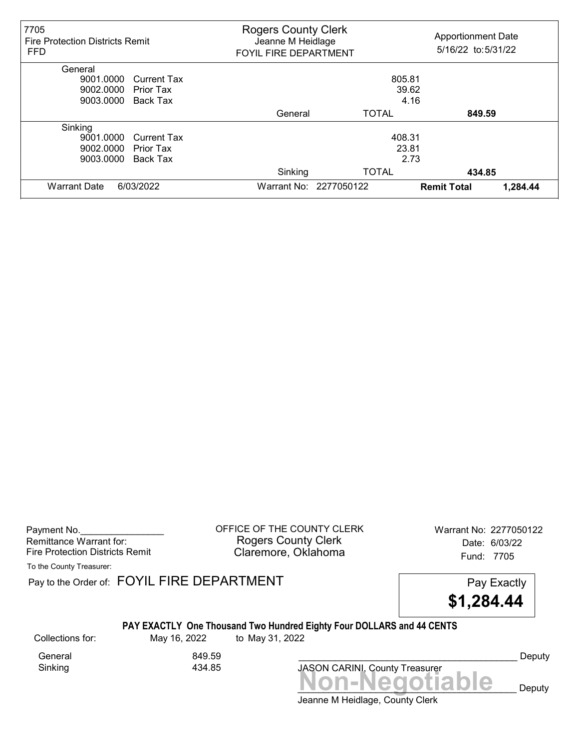| 7705 Fire Protection Districts Remit FFD | Rogers County Clerk Jeanne M Heidlage FOYIL FIRE DEPARTMENT | | Apportionment Date 5/16/22 to: 5/31/22 |
|---|---|---|---|
| **General** | | | |
| 9001.0000 Current Tax | | 805.81 | |
| 9002.0000 Prior Tax | | 39.62 | |
| 9003.0000 Back Tax | | 4.16 | |
| | General | TOTAL | **849.59** |
| **Sinking** | | | |
| 9001.0000 Current Tax | | 408.31 | |
| 9002.0000 Prior Tax | | 23.81 | |
| 9003.0000 Back Tax | | 2.73 | |
| | Sinking | TOTAL | **434.85** |
| Warrant Date 6/03/2022 | Warrant No: 2277050122 | **Remit Total** | **1,284.44** |

Payment No.________________
Remittance Warrant for:
Fire Protection Districts Remit

OFFICE OF THE COUNTY CLERK
Rogers County Clerk
Claremore, Oklahoma

Warrant No: 2277050122
Date: 6/03/22
Fund: 7705

To the County Treasurer:

Pay to the Order of: FOYIL FIRE DEPARTMENT

Pay Exactly
**$1,284.44**

**PAY EXACTLY One Thousand Two Hundred Eighty Four DOLLARS and 44 CENTS**

Collections for: May 16, 2022 to May 31, 2022

| | |
|---|---|
| General | 849.59 |
| Sinking | 434.85 |

________________________________________ Deputy
JASON CARINI, County Treasurer

**Non-Negotiable**

________________________________________ Deputy
Jeanne M Heidlage, County Clerk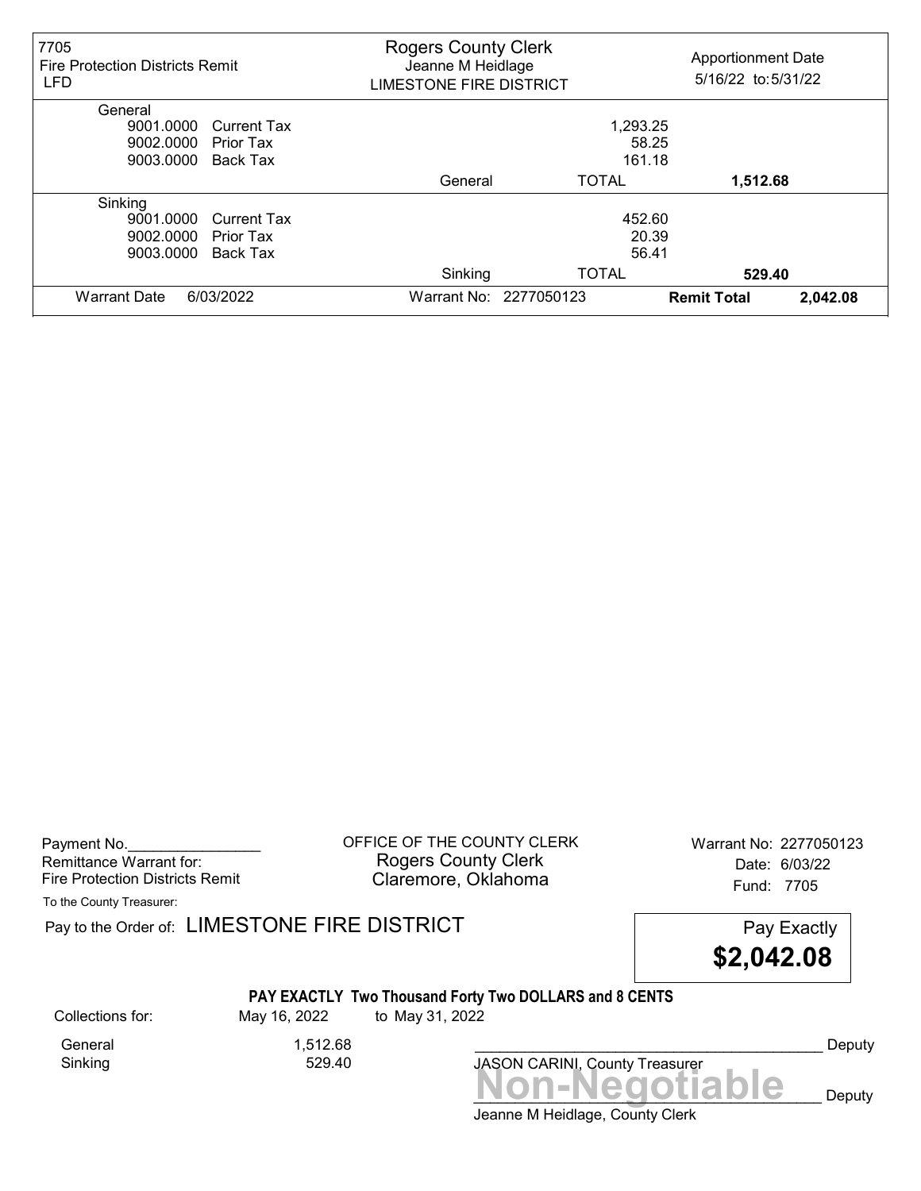| 7705 Fire Protection Districts Remit LFD | Rogers County Clerk Jeanne M Heidlage LIMESTONE FIRE DISTRICT | | Apportionment Date 5/16/22 to: 5/31/22 |
|---|---|---|---|
| **General** | | | |
| 9001.0000 Current Tax | | 1,293.25 | |
| 9002.0000 Prior Tax | | 58.25 | |
| 9003.0000 Back Tax | | 161.18 | |
| | General | TOTAL | **1,512.68** |
| **Sinking** | | | |
| 9001.0000 Current Tax | | 452.60 | |
| 9002.0000 Prior Tax | | 20.39 | |
| 9003.0000 Back Tax | | 56.41 | |
| | Sinking | TOTAL | **529.40** |
| Warrant Date 6/03/2022 | Warrant No: 2277050123 | **Remit Total** | **2,042.08** |

Payment No.________________
Remittance Warrant for:
Fire Protection Districts Remit

OFFICE OF THE COUNTY CLERK
Rogers County Clerk
Claremore, Oklahoma

Warrant No: 2277050123
Date: 6/03/22
Fund: 7705

To the County Treasurer:

Pay to the Order of: LIMESTONE FIRE DISTRICT

Pay Exactly **$2,042.08**

**PAY EXACTLY Two Thousand Forty Two DOLLARS and 8 CENTS**

Collections for: May 16, 2022 to May 31, 2022

| | |
|---|---|
| General | 1,512.68 |
| Sinking | 529.40 |

__________________________________________ Deputy
JASON CARINI, County Treasurer

**Non-Negotiable**

__________________________________________ Deputy
Jeanne M Heidlage, County Clerk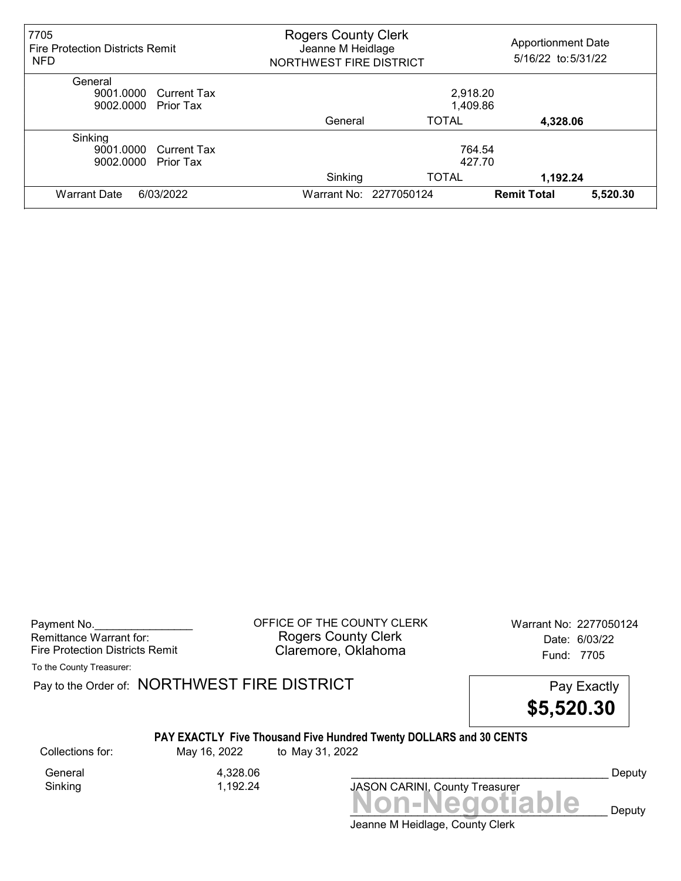| 7705 Fire Protection Districts Remit NFD | Rogers County Clerk Jeanne M Heidlage NORTHWEST FIRE DISTRICT | | Apportionment Date 5/16/22 to: 5/31/22 | |
|---|---|---|---|---|
| General | | | | |
| 9001.0000 Current Tax | | 2,918.20 | | |
| 9002.0000 Prior Tax | | 1,409.86 | | |
| | General | TOTAL | 4,328.06 | |
| Sinking | | | | |
| 9001.0000 Current Tax | | 764.54 | | |
| 9002.0000 Prior Tax | | 427.70 | | |
| | Sinking | TOTAL | 1,192.24 | |
| Warrant Date 6/03/2022 | Warrant No: 2277050124 | | **Remit Total** | 5,520.30 |

Payment No.________________
Remittance Warrant for:
Fire Protection Districts Remit

OFFICE OF THE COUNTY CLERK
Rogers County Clerk
Claremore, Oklahoma

Warrant No: 2277050124
Date: 6/03/22
Fund: 7705

To the County Treasurer:

Pay to the Order of: NORTHWEST FIRE DISTRICT

Pay Exactly
**$5,520.30**

**PAY EXACTLY Five Thousand Five Hundred Twenty DOLLARS and 30 CENTS**

Collections for: May 16, 2022 to May 31, 2022

| | |
|---|---|
| General | 4,328.06 |
| Sinking | 1,192.24 |

_________________________________________ Deputy
JASON CARINI, County Treasurer

**Non-Negotiable**
_________________________________________ Deputy
Jeanne M Heidlage, County Clerk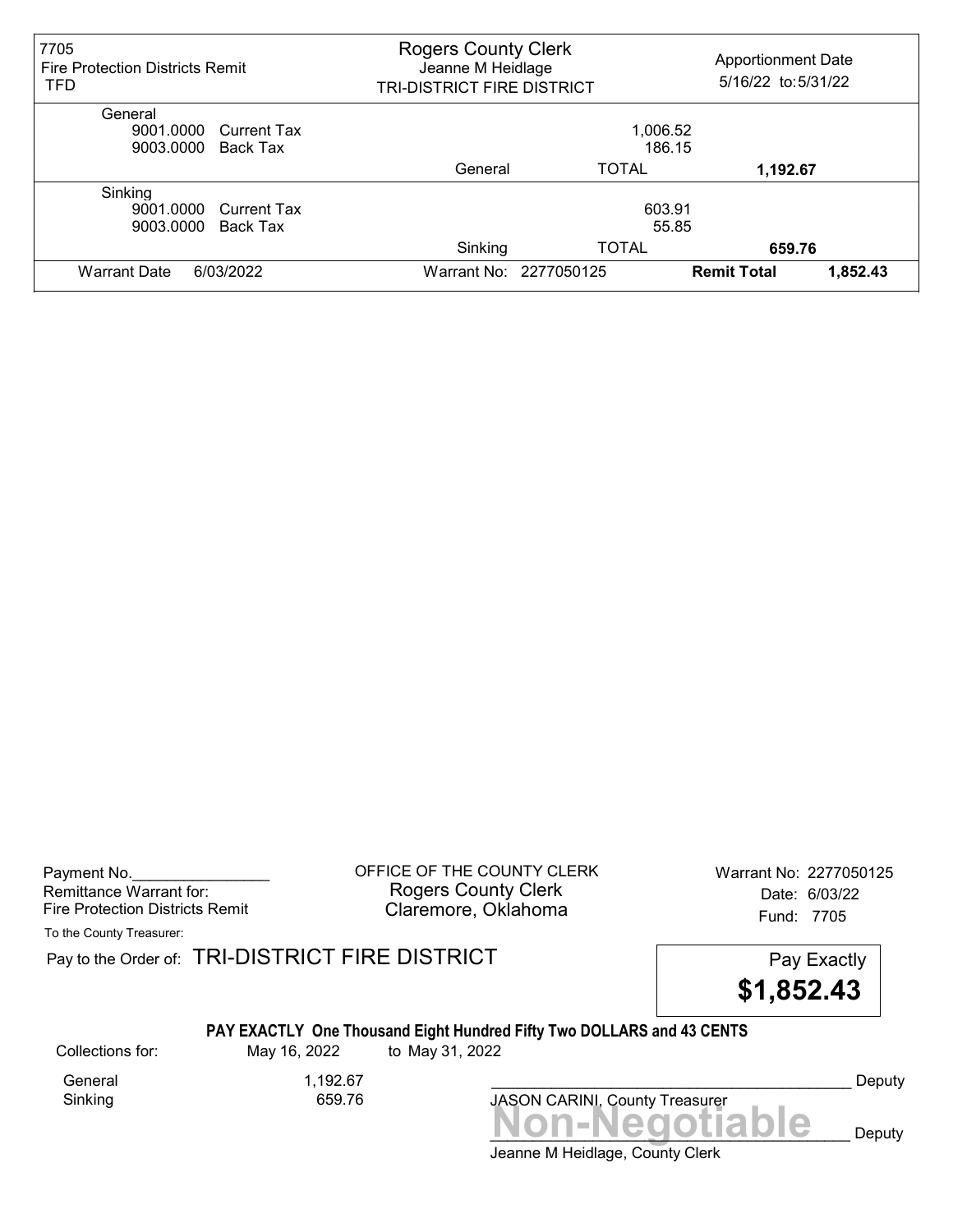| 7705 Fire Protection Districts Remit TFD | Rogers County Clerk Jeanne M Heidlage TRI-DISTRICT FIRE DISTRICT | | Apportionment Date 5/16/22 to: 5/31/22 | |
|---|---|---|---|---|
| General | | | | |
| 9001.0000 Current Tax | | 1,006.52 | | |
| 9003.0000 Back Tax | | 186.15 | | |
| | General | TOTAL | 1,192.67 | |
| Sinking | | | | |
| 9001.0000 Current Tax | | 603.91 | | |
| 9003.0000 Back Tax | | 55.85 | | |
| | Sinking | TOTAL | 659.76 | |
| Warrant Date 6/03/2022 | Warrant No: 2277050125 | | **Remit Total** | 1,852.43 |

Payment No.________________
Remittance Warrant for:
Fire Protection Districts Remit

OFFICE OF THE COUNTY CLERK
Rogers County Clerk
Claremore, Oklahoma

Warrant No: 2277050125
Date: 6/03/22
Fund: 7705

To the County Treasurer:

Pay to the Order of: TRI-DISTRICT FIRE DISTRICT

Pay Exactly
**$1,852.43**

**PAY EXACTLY One Thousand Eight Hundred Fifty Two DOLLARS and 43 CENTS**

Collections for: May 16, 2022 to May 31, 2022

| | |
|---|---|
| General | 1,192.67 |
| Sinking | 659.76 |

__________________________________________ Deputy
JASON CARINI, County Treasurer

**Non-Negotiable**
__________________________________________ Deputy
Jeanne M Heidlage, County Clerk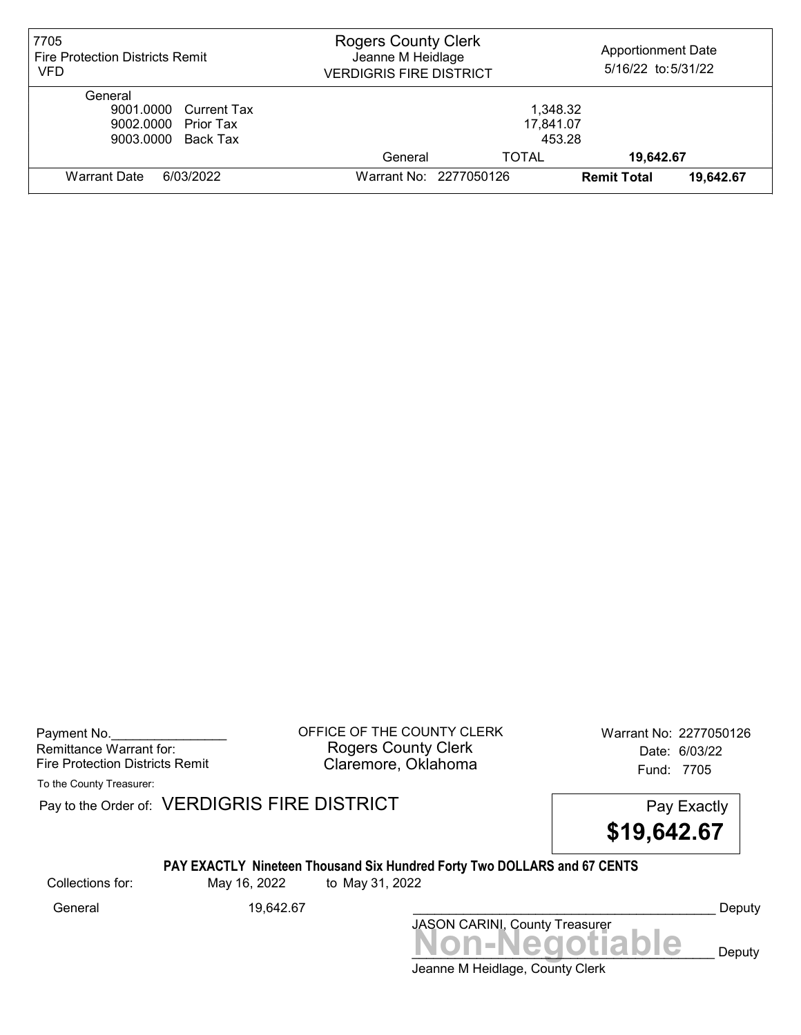| 7705 Fire Protection Districts Remit VFD | Rogers County Clerk Jeanne M Heidlage VERDIGRIS FIRE DISTRICT | Apportionment Date 5/16/22 to: 5/31/22 |
|---|---|---|

| General | | | |
|---|---|---|---|
| 9001.0000 | Current Tax | 1,348.32 | |
| 9002.0000 | Prior Tax | 17,841.07 | |
| 9003.0000 | Back Tax | 453.28 | |
| | General | TOTAL | 19,642.67 |

| Warrant Date | 6/03/2022 | Warrant No: 2277050126 | Remit Total | 19,642.67 |
|---|---|---|---|---|

Payment No.________________
Remittance Warrant for:
Fire Protection Districts Remit

OFFICE OF THE COUNTY CLERK
Rogers County Clerk
Claremore, Oklahoma

Warrant No: 2277050126
Date: 6/03/22
Fund: 7705

To the County Treasurer:

Pay to the Order of: VERDIGRIS FIRE DISTRICT

Pay Exactly
**$19,642.67**

**PAY EXACTLY Nineteen Thousand Six Hundred Forty Two DOLLARS and 67 CENTS**

Collections for: May 16, 2022 to May 31, 2022

General 19,642.67

_________________________________________ Deputy
JASON CARINI, County Treasurer

**Non-Negotiable**

_________________________________________ Deputy
Jeanne M Heidlage, County Clerk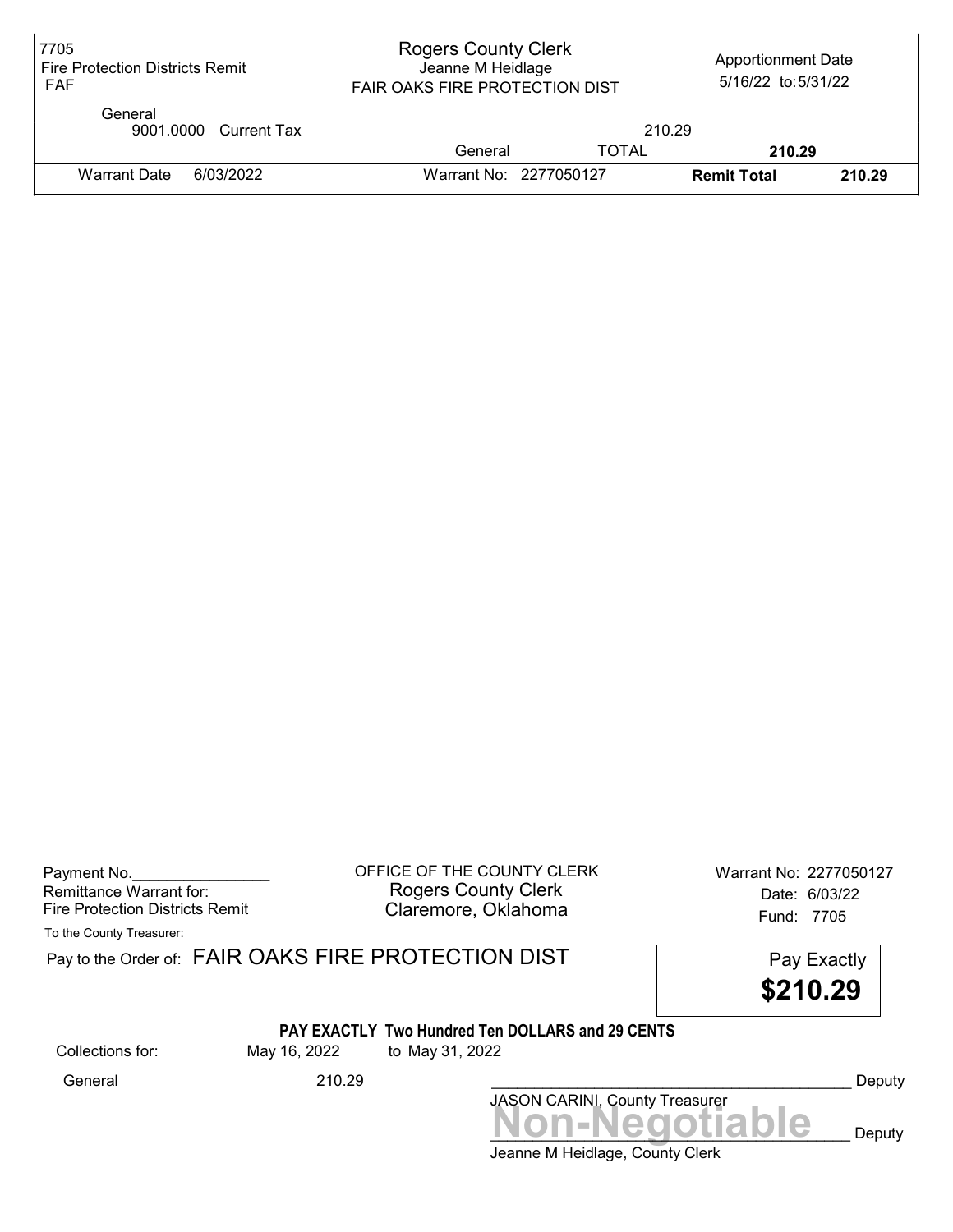| 7705 Fire Protection Districts Remit FAF | Rogers County Clerk Jeanne M Heidlage FAIR OAKS FIRE PROTECTION DIST | | Apportionment Date 5/16/22 to: 5/31/22 | |
|---|---|---|---|---|
| General 9001.0000 Current Tax | | | 210.29 | |
| | General | TOTAL | | 210.29 |
| Warrant Date 6/03/2022 | Warrant No: 2277050127 | | Remit Total | 210.29 |

Payment No.________________
Remittance Warrant for:
Fire Protection Districts Remit

OFFICE OF THE COUNTY CLERK
Rogers County Clerk
Claremore, Oklahoma

Warrant No: 2277050127
Date: 6/03/22
Fund: 7705

To the County Treasurer:

Pay to the Order of: FAIR OAKS FIRE PROTECTION DIST

Pay Exactly
**$210.29**

**PAY EXACTLY Two Hundred Ten DOLLARS and 29 CENTS**

Collections for: May 16, 2022 to May 31, 2022

General 210.29

__________________________________________ Deputy
JASON CARINI, County Treasurer

**Non-Negotiable**
__________________________________________ Deputy
Jeanne M Heidlage, County Clerk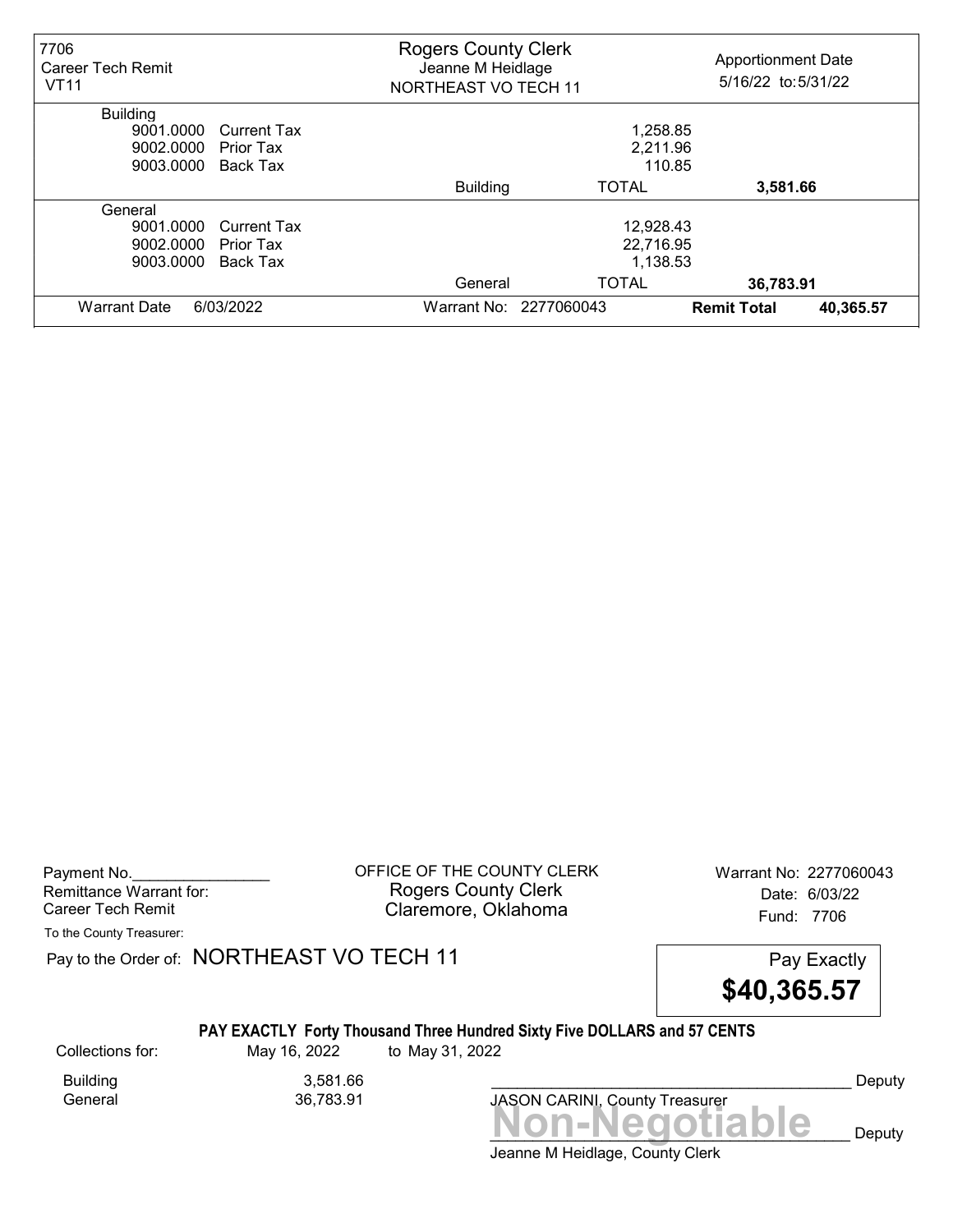| 7706 Career Tech Remit VT11 | Rogers County Clerk Jeanne M Heidlage NORTHEAST VO TECH 11 | | Apportionment Date 5/16/22 to: 5/31/22 |
|---|---|---|---|
| **Building** | | | |
| 9001.0000 Current Tax | | 1,258.85 | |
| 9002.0000 Prior Tax | | 2,211.96 | |
| 9003.0000 Back Tax | | 110.85 | |
| | Building | TOTAL | **3,581.66** |
| **General** | | | |
| 9001.0000 Current Tax | | 12,928.43 | |
| 9002.0000 Prior Tax | | 22,716.95 | |
| 9003.0000 Back Tax | | 1,138.53 | |
| | General | TOTAL | **36,783.91** |
| Warrant Date 6/03/2022 | Warrant No: 2277060043 | **Remit Total** | **40,365.57** |

Payment No.________________
Remittance Warrant for:
Career Tech Remit

OFFICE OF THE COUNTY CLERK
Rogers County Clerk
Claremore, Oklahoma

Warrant No: 2277060043
Date: 6/03/22
Fund: 7706

To the County Treasurer:

Pay to the Order of: NORTHEAST VO TECH 11

Pay Exactly
**$40,365.57**

**PAY EXACTLY Forty Thousand Three Hundred Sixty Five DOLLARS and 57 CENTS**

Collections for: May 16, 2022 to May 31, 2022

| | |
|---|---|
| Building | 3,581.66 |
| General | 36,783.91 |

__________________________________________ Deputy
JASON CARINI, County Treasurer

**Non-Negotiable**
__________________________________________ Deputy
Jeanne M Heidlage, County Clerk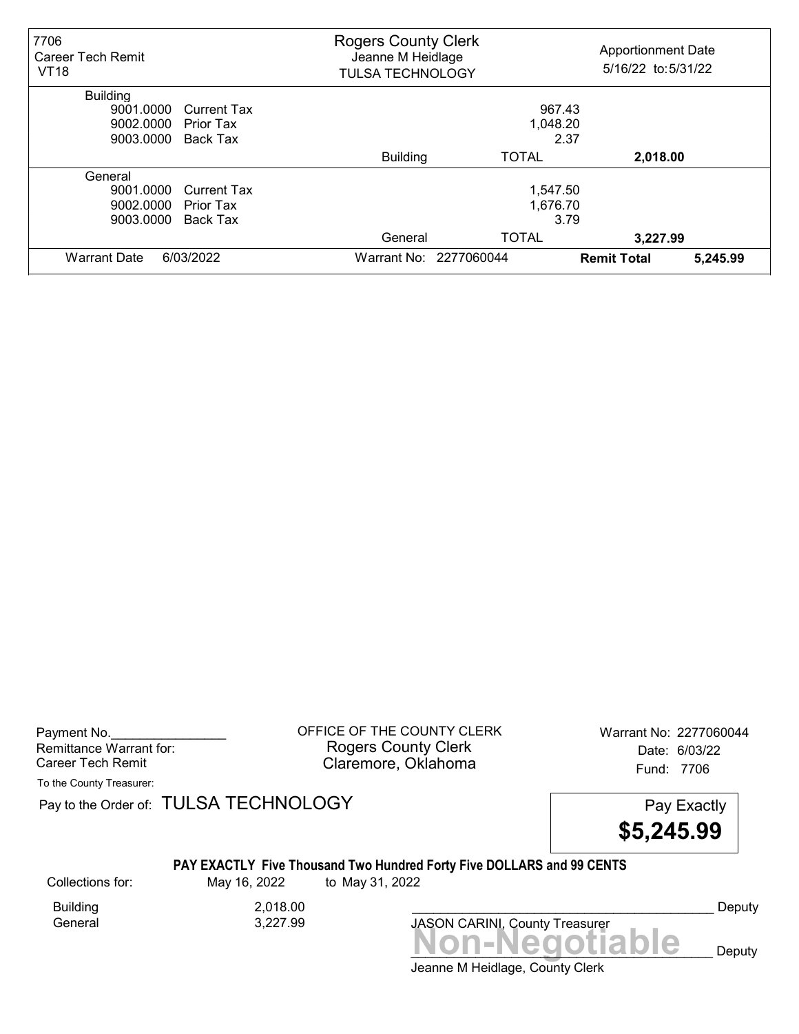| 7706 Career Tech Remit VT18 | Rogers County Clerk Jeanne M Heidlage TULSA TECHNOLOGY | | Apportionment Date 5/16/22 to: 5/31/22 |
|---|---|---|---|
| **Building** | | | |
| 9001.0000 Current Tax | | 967.43 | |
| 9002.0000 Prior Tax | | 1,048.20 | |
| 9003.0000 Back Tax | | 2.37 | |
| | Building | TOTAL | **2,018.00** |
| **General** | | | |
| 9001.0000 Current Tax | | 1,547.50 | |
| 9002.0000 Prior Tax | | 1,676.70 | |
| 9003.0000 Back Tax | | 3.79 | |
| | General | TOTAL | **3,227.99** |
| Warrant Date 6/03/2022 | Warrant No: 2277060044 | **Remit Total** | **5,245.99** |

Payment No.________________
Remittance Warrant for:
Career Tech Remit

OFFICE OF THE COUNTY CLERK
Rogers County Clerk
Claremore, Oklahoma

Warrant No: 2277060044
Date: 6/03/22
Fund: 7706

To the County Treasurer:

Pay to the Order of: TULSA TECHNOLOGY

Pay Exactly **$5,245.99**

**PAY EXACTLY Five Thousand Two Hundred Forty Five DOLLARS and 99 CENTS**

| Collections for: | May 16, 2022 | to May 31, 2022 |
|---|---|---|
| Building | 2,018.00 | |
| General | 3,227.99 | |

__________________________________________ Deputy
JASON CARINI, County Treasurer

**Non-Negotiable**
__________________________________________ Deputy
Jeanne M Heidlage, County Clerk